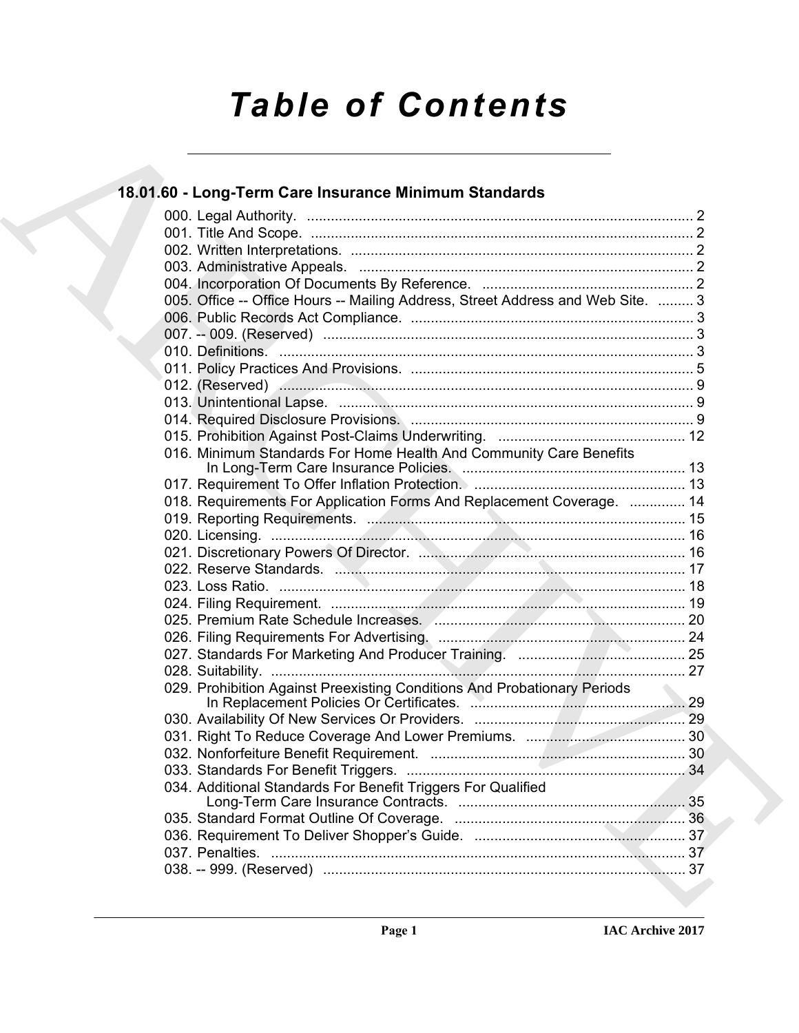# Table of Contents

## 18.01.60 - Long-Term Care Insurance Minimum Standards

000. Legal Authority. ........................................................................................ 2
001. Title And Scope. ........................................................................................ 2
002. Written Interpretations. ........................................................................................ 2
003. Administrative Appeals. ........................................................................................ 2
004. Incorporation Of Documents By Reference. ........................................................................................ 2
005. Office -- Office Hours -- Mailing Address, Street Address and Web Site. .......... 3
006. Public Records Act Compliance. ........................................................................................ 3
007. -- 009. (Reserved) ........................................................................................ 3
010. Definitions. ........................................................................................ 3
011. Policy Practices And Provisions. ........................................................................................ 5
012. (Reserved) ........................................................................................ 9
013. Unintentional Lapse. ........................................................................................ 9
014. Required Disclosure Provisions. ........................................................................................ 9
015. Prohibition Against Post-Claims Underwriting. ........................................................................................ 12
016. Minimum Standards For Home Health And Community Care Benefits In Long-Term Care Insurance Policies. ........................................................................................ 13
017. Requirement To Offer Inflation Protection. ........................................................................................ 13
018. Requirements For Application Forms And Replacement Coverage. .............. 14
019. Reporting Requirements. ........................................................................................ 15
020. Licensing. ........................................................................................ 16
021. Discretionary Powers Of Director. ........................................................................................ 16
022. Reserve Standards. ........................................................................................ 17
023. Loss Ratio. ........................................................................................ 18
024. Filing Requirement. ........................................................................................ 19
025. Premium Rate Schedule Increases. ........................................................................................ 20
026. Filing Requirements For Advertising. ........................................................................................ 24
027. Standards For Marketing And Producer Training. ........................................................................................ 25
028. Suitability. ........................................................................................ 27
029. Prohibition Against Preexisting Conditions And Probationary Periods In Replacement Policies Or Certificates. ........................................................................................ 29
030. Availability Of New Services Or Providers. ........................................................................................ 29
031. Right To Reduce Coverage And Lower Premiums. ........................................................................................ 30
032. Nonforfeiture Benefit Requirement. ........................................................................................ 30
033. Standards For Benefit Triggers. ........................................................................................ 34
034. Additional Standards For Benefit Triggers For Qualified Long-Term Care Insurance Contracts. ........................................................................................ 35
035. Standard Format Outline Of Coverage. ........................................................................................ 36
036. Requirement To Deliver Shopper's Guide. ........................................................................................ 37
037. Penalties. ........................................................................................ 37
038. -- 999. (Reserved) ........................................................................................ 37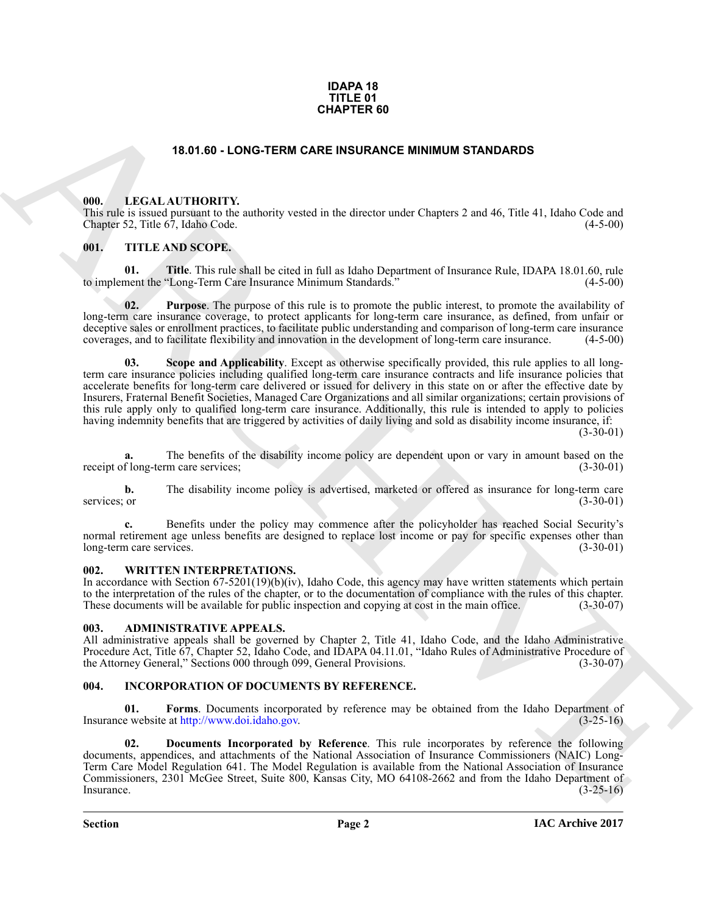# IDAPA 18
# TITLE 01
# CHAPTER 60

## 18.01.60 - LONG-TERM CARE INSURANCE MINIMUM STANDARDS

### 000. LEGAL AUTHORITY.

This rule is issued pursuant to the authority vested in the director under Chapters 2 and 46, Title 41, Idaho Code and Chapter 52, Title 67, Idaho Code. (4-5-00)

### 001. TITLE AND SCOPE.

**01. Title**. This rule shall be cited in full as Idaho Department of Insurance Rule, IDAPA 18.01.60, rule to implement the "Long-Term Care Insurance Minimum Standards." (4-5-00)

**02. Purpose**. The purpose of this rule is to promote the public interest, to promote the availability of long-term care insurance coverage, to protect applicants for long-term care insurance, as defined, from unfair or deceptive sales or enrollment practices, to facilitate public understanding and comparison of long-term care insurance coverages, and to facilitate flexibility and innovation in the development of long-term care insurance. (4-5-00)

**03. Scope and Applicability**. Except as otherwise specifically provided, this rule applies to all long-term care insurance policies including qualified long-term care insurance contracts and life insurance policies that accelerate benefits for long-term care delivered or issued for delivery in this state on or after the effective date by Insurers, Fraternal Benefit Societies, Managed Care Organizations and all similar organizations; certain provisions of this rule apply only to qualified long-term care insurance. Additionally, this rule is intended to apply to policies having indemnity benefits that are triggered by activities of daily living and sold as disability income insurance, if: (3-30-01)

**a.** The benefits of the disability income policy are dependent upon or vary in amount based on the receipt of long-term care services; (3-30-01)

**b.** The disability income policy is advertised, marketed or offered as insurance for long-term care services; or (3-30-01)

**c.** Benefits under the policy may commence after the policyholder has reached Social Security's normal retirement age unless benefits are designed to replace lost income or pay for specific expenses other than long-term care services. (3-30-01)

### 002. WRITTEN INTERPRETATIONS.

In accordance with Section 67-5201(19)(b)(iv), Idaho Code, this agency may have written statements which pertain to the interpretation of the rules of the chapter, or to the documentation of compliance with the rules of this chapter. These documents will be available for public inspection and copying at cost in the main office. (3-30-07)

### 003. ADMINISTRATIVE APPEALS.

All administrative appeals shall be governed by Chapter 2, Title 41, Idaho Code, and the Idaho Administrative Procedure Act, Title 67, Chapter 52, Idaho Code, and IDAPA 04.11.01, "Idaho Rules of Administrative Procedure of the Attorney General," Sections 000 through 099, General Provisions. (3-30-07)

### 004. INCORPORATION OF DOCUMENTS BY REFERENCE.

**01. Forms**. Documents incorporated by reference may be obtained from the Idaho Department of Insurance website at http://www.doi.idaho.gov. (3-25-16)

**02. Documents Incorporated by Reference**. This rule incorporates by reference the following documents, appendices, and attachments of the National Association of Insurance Commissioners (NAIC) Long-Term Care Model Regulation 641. The Model Regulation is available from the National Association of Insurance Commissioners, 2301 McGee Street, Suite 800, Kansas City, MO 64108-2662 and from the Idaho Department of Insurance. (3-25-16)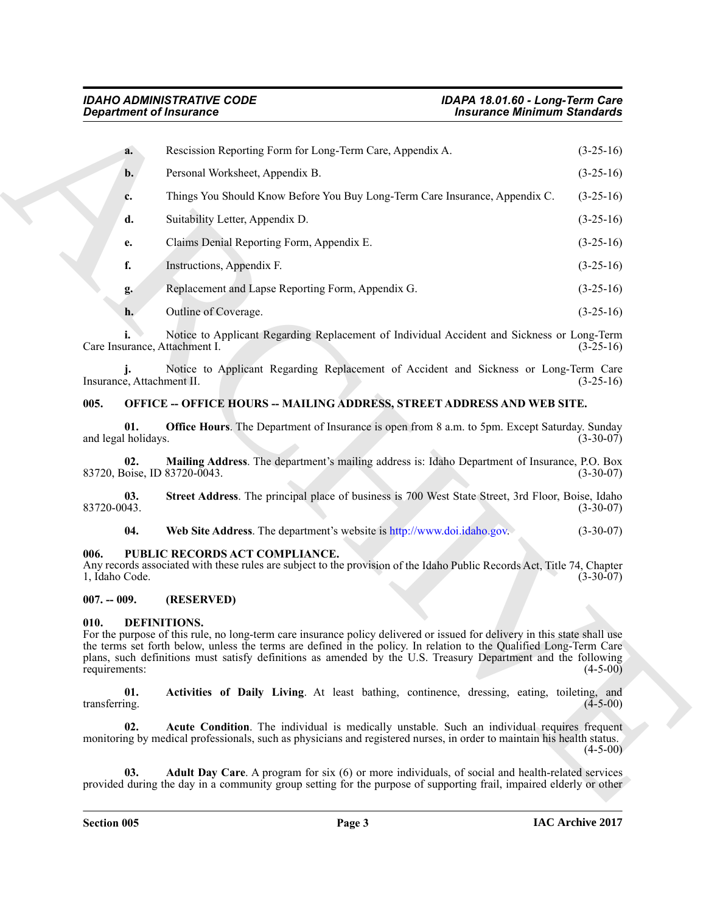**a.** Rescission Reporting Form for Long-Term Care, Appendix A. (3-25-16)

**b.** Personal Worksheet, Appendix B. (3-25-16)

**c.** Things You Should Know Before You Buy Long-Term Care Insurance, Appendix C. (3-25-16)

**d.** Suitability Letter, Appendix D. (3-25-16)

**e.** Claims Denial Reporting Form, Appendix E. (3-25-16)

**f.** Instructions, Appendix F. (3-25-16)

**g.** Replacement and Lapse Reporting Form, Appendix G. (3-25-16)

**h.** Outline of Coverage. (3-25-16)

**i.** Notice to Applicant Regarding Replacement of Individual Accident and Sickness or Long-Term Care Insurance, Attachment I. (3-25-16)

**j.** Notice to Applicant Regarding Replacement of Accident and Sickness or Long-Term Care Insurance, Attachment II. (3-25-16)

### 005. OFFICE -- OFFICE HOURS -- MAILING ADDRESS, STREET ADDRESS AND WEB SITE.

**01. Office Hours**. The Department of Insurance is open from 8 a.m. to 5pm. Except Saturday. Sunday and legal holidays. (3-30-07)

**02. Mailing Address**. The department's mailing address is: Idaho Department of Insurance, P.O. Box 83720, Boise, ID 83720-0043. (3-30-07)

**03. Street Address**. The principal place of business is 700 West State Street, 3rd Floor, Boise, Idaho 83720-0043. (3-30-07)

**04. Web Site Address**. The department's website is http://www.doi.idaho.gov. (3-30-07)

### 006. PUBLIC RECORDS ACT COMPLIANCE.

Any records associated with these rules are subject to the provision of the Idaho Public Records Act, Title 74, Chapter 1, Idaho Code. (3-30-07)

### 007. -- 009. (RESERVED)

### 010. DEFINITIONS.

For the purpose of this rule, no long-term care insurance policy delivered or issued for delivery in this state shall use the terms set forth below, unless the terms are defined in the policy. In relation to the Qualified Long-Term Care plans, such definitions must satisfy definitions as amended by the U.S. Treasury Department and the following requirements: (4-5-00)

**01. Activities of Daily Living**. At least bathing, continence, dressing, eating, toileting, and transferring. (4-5-00)

**02. Acute Condition**. The individual is medically unstable. Such an individual requires frequent monitoring by medical professionals, such as physicians and registered nurses, in order to maintain his health status. (4-5-00)

**03. Adult Day Care**. A program for six (6) or more individuals, of social and health-related services provided during the day in a community group setting for the purpose of supporting frail, impaired elderly or other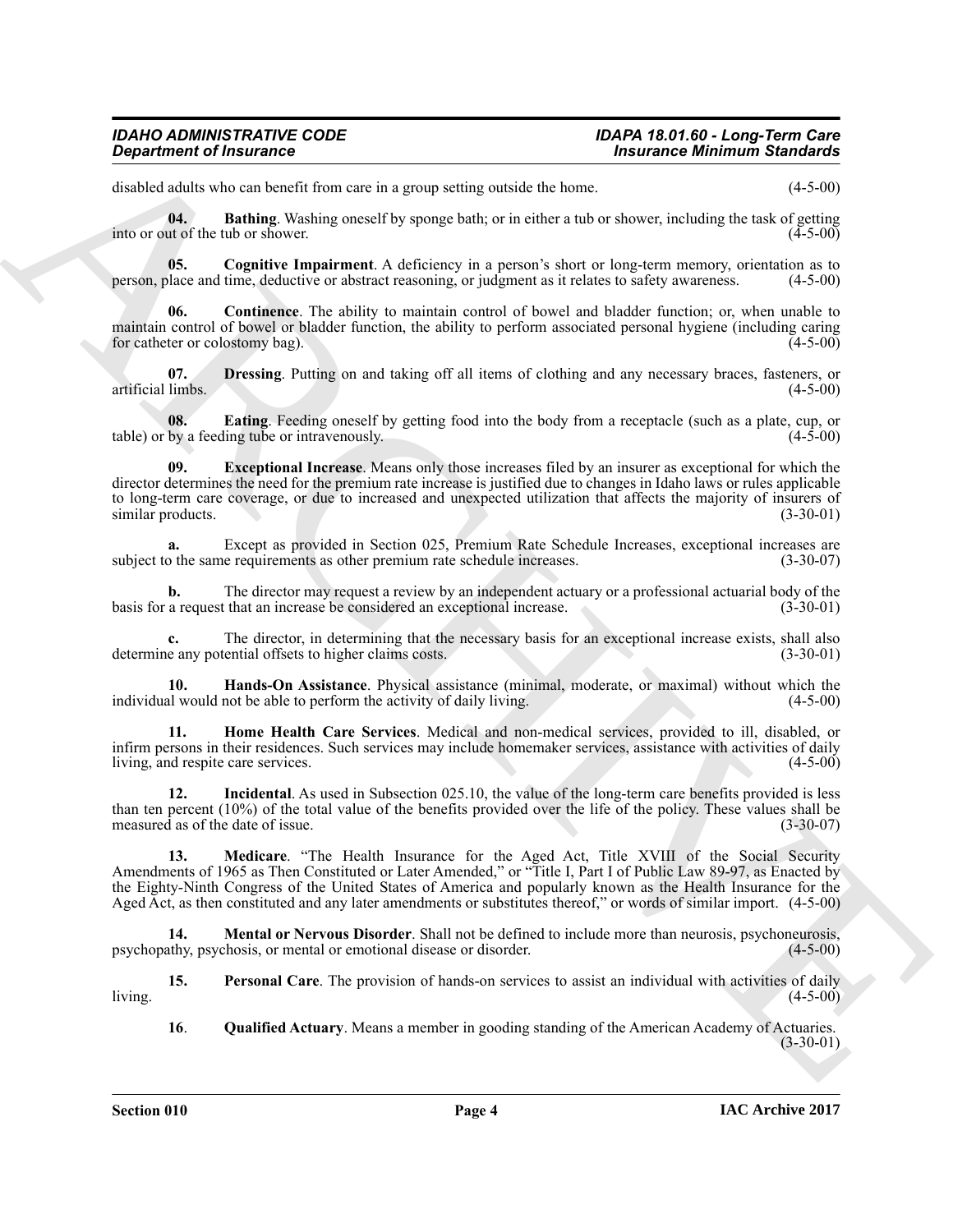disabled adults who can benefit from care in a group setting outside the home. (4-5-00)

**04. Bathing**. Washing oneself by sponge bath; or in either a tub or shower, including the task of getting into or out of the tub or shower. (4-5-00)

**05. Cognitive Impairment**. A deficiency in a person's short or long-term memory, orientation as to person, place and time, deductive or abstract reasoning, or judgment as it relates to safety awareness. (4-5-00)

**06. Continence**. The ability to maintain control of bowel and bladder function; or, when unable to maintain control of bowel or bladder function, the ability to perform associated personal hygiene (including caring for catheter or colostomy bag). (4-5-00)

**07. Dressing**. Putting on and taking off all items of clothing and any necessary braces, fasteners, or artificial limbs. (4-5-00)

**08. Eating**. Feeding oneself by getting food into the body from a receptacle (such as a plate, cup, or table) or by a feeding tube or intravenously. (4-5-00)

**09. Exceptional Increase**. Means only those increases filed by an insurer as exceptional for which the director determines the need for the premium rate increase is justified due to changes in Idaho laws or rules applicable to long-term care coverage, or due to increased and unexpected utilization that affects the majority of insurers of similar products. (3-30-01)

**a.** Except as provided in Section 025, Premium Rate Schedule Increases, exceptional increases are subject to the same requirements as other premium rate schedule increases. (3-30-07)

**b.** The director may request a review by an independent actuary or a professional actuarial body of the basis for a request that an increase be considered an exceptional increase. (3-30-01)

**c.** The director, in determining that the necessary basis for an exceptional increase exists, shall also determine any potential offsets to higher claims costs. (3-30-01)

**10. Hands-On Assistance**. Physical assistance (minimal, moderate, or maximal) without which the individual would not be able to perform the activity of daily living. (4-5-00)

**11. Home Health Care Services**. Medical and non-medical services, provided to ill, disabled, or infirm persons in their residences. Such services may include homemaker services, assistance with activities of daily living, and respite care services. (4-5-00)

**12. Incidental**. As used in Subsection 025.10, the value of the long-term care benefits provided is less than ten percent (10%) of the total value of the benefits provided over the life of the policy. These values shall be measured as of the date of issue. (3-30-07)

**13. Medicare**. "The Health Insurance for the Aged Act, Title XVIII of the Social Security Amendments of 1965 as Then Constituted or Later Amended," or "Title I, Part I of Public Law 89-97, as Enacted by the Eighty-Ninth Congress of the United States of America and popularly known as the Health Insurance for the Aged Act, as then constituted and any later amendments or substitutes thereof," or words of similar import. (4-5-00)

**14. Mental or Nervous Disorder**. Shall not be defined to include more than neurosis, psychoneurosis, psychopathy, psychosis, or mental or emotional disease or disorder. (4-5-00)

**15. Personal Care**. The provision of hands-on services to assist an individual with activities of daily living. (4-5-00)

**16**. **Qualified Actuary**. Means a member in gooding standing of the American Academy of Actuaries. (3-30-01)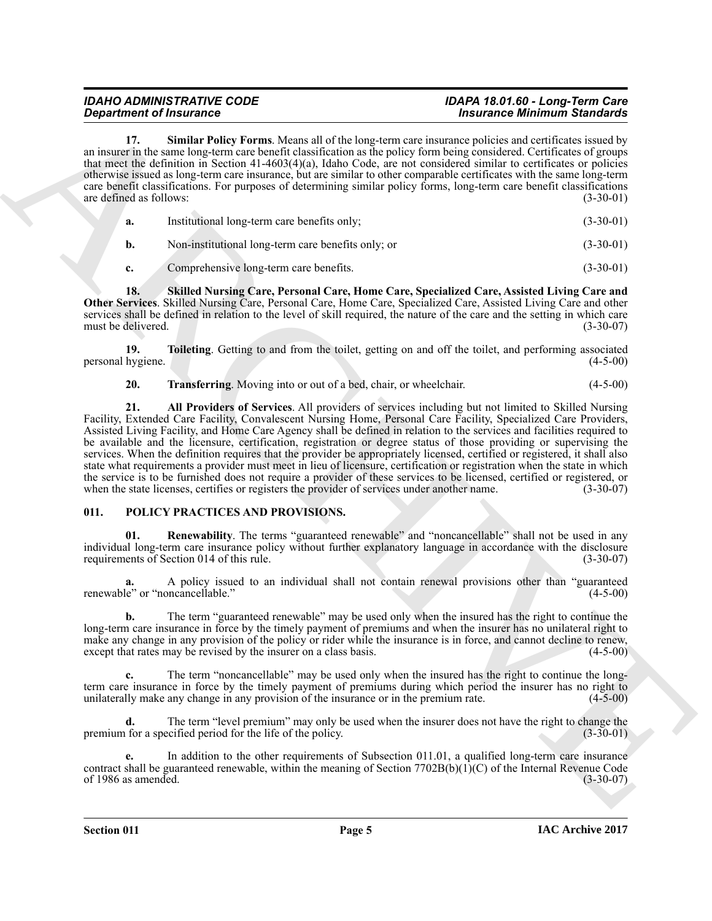**17. Similar Policy Forms**. Means all of the long-term care insurance policies and certificates issued by an insurer in the same long-term care benefit classification as the policy form being considered. Certificates of groups that meet the definition in Section 41-4603(4)(a), Idaho Code, are not considered similar to certificates or policies otherwise issued as long-term care insurance, but are similar to other comparable certificates with the same long-term care benefit classifications. For purposes of determining similar policy forms, long-term care benefit classifications are defined as follows: (3-30-01)

**a.** Institutional long-term care benefits only; (3-30-01)

**b.** Non-institutional long-term care benefits only; or (3-30-01)

**c.** Comprehensive long-term care benefits. (3-30-01)

**18. Skilled Nursing Care, Personal Care, Home Care, Specialized Care, Assisted Living Care and Other Services**. Skilled Nursing Care, Personal Care, Home Care, Specialized Care, Assisted Living Care and other services shall be defined in relation to the level of skill required, the nature of the care and the setting in which care must be delivered. (3-30-07)

**19. Toileting**. Getting to and from the toilet, getting on and off the toilet, and performing associated personal hygiene. (4-5-00)

**20. Transferring**. Moving into or out of a bed, chair, or wheelchair. (4-5-00)

**21. All Providers of Services**. All providers of services including but not limited to Skilled Nursing Facility, Extended Care Facility, Convalescent Nursing Home, Personal Care Facility, Specialized Care Providers, Assisted Living Facility, and Home Care Agency shall be defined in relation to the services and facilities required to be available and the licensure, certification, registration or degree status of those providing or supervising the services. When the definition requires that the provider be appropriately licensed, certified or registered, it shall also state what requirements a provider must meet in lieu of licensure, certification or registration when the state in which the service is to be furnished does not require a provider of these services to be licensed, certified or registered, or when the state licenses, certifies or registers the provider of services under another name. (3-30-07)

## 011. POLICY PRACTICES AND PROVISIONS.

**01. Renewability**. The terms "guaranteed renewable" and "noncancellable" shall not be used in any individual long-term care insurance policy without further explanatory language in accordance with the disclosure requirements of Section 014 of this rule. (3-30-07)

**a.** A policy issued to an individual shall not contain renewal provisions other than "guaranteed renewable" or "noncancellable." (4-5-00)

**b.** The term "guaranteed renewable" may be used only when the insured has the right to continue the long-term care insurance in force by the timely payment of premiums and when the insurer has no unilateral right to make any change in any provision of the policy or rider while the insurance is in force, and cannot decline to renew, except that rates may be revised by the insurer on a class basis. (4-5-00)

**c.** The term "noncancellable" may be used only when the insured has the right to continue the long-term care insurance in force by the timely payment of premiums during which period the insurer has no right to unilaterally make any change in any provision of the insurance or in the premium rate. (4-5-00)

**d.** The term "level premium" may only be used when the insurer does not have the right to change the premium for a specified period for the life of the policy. (3-30-01)

**e.** In addition to the other requirements of Subsection 011.01, a qualified long-term care insurance contract shall be guaranteed renewable, within the meaning of Section 7702B(b)(1)(C) of the Internal Revenue Code of 1986 as amended. (3-30-07)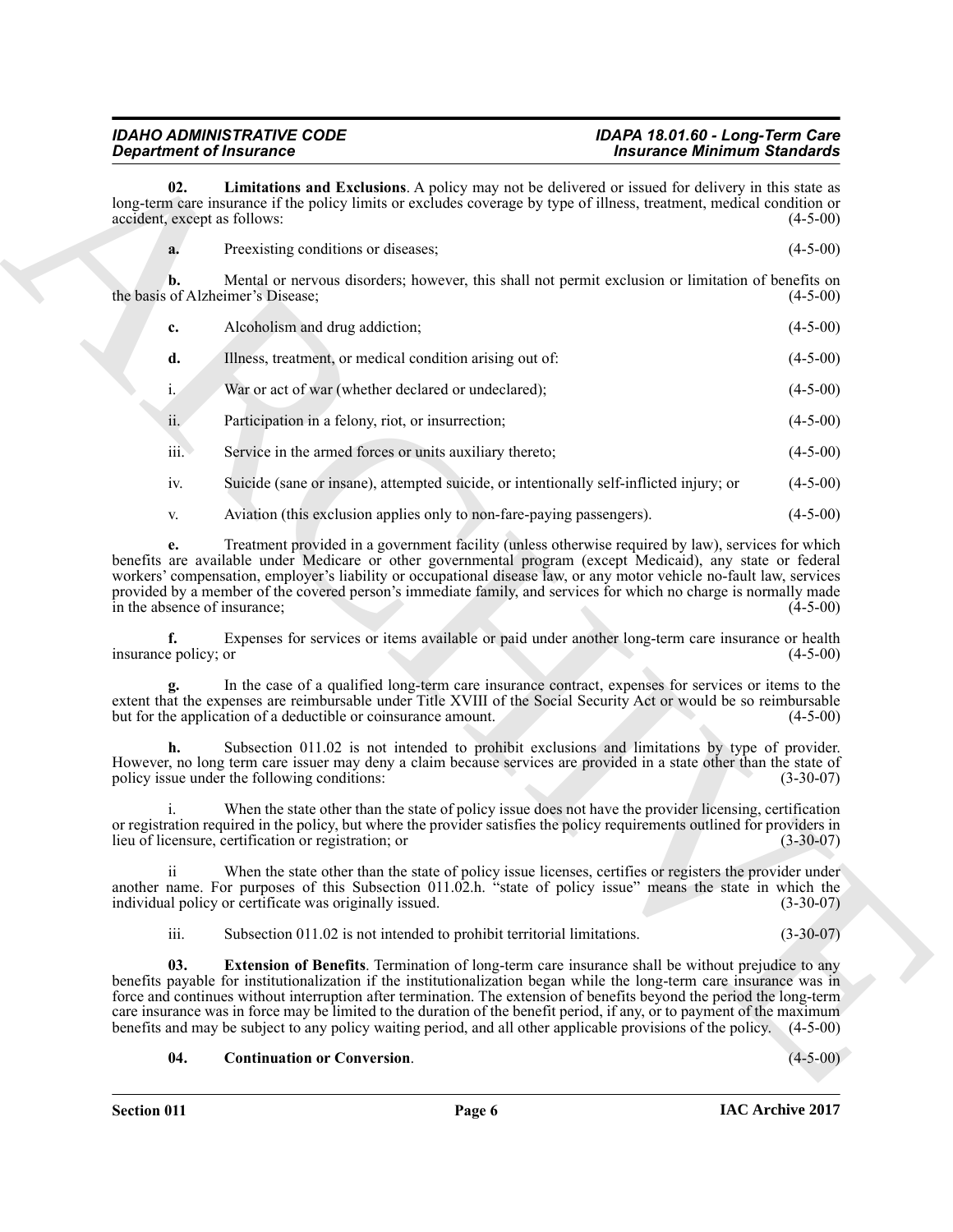**02. Limitations and Exclusions**. A policy may not be delivered or issued for delivery in this state as long-term care insurance if the policy limits or excludes coverage by type of illness, treatment, medical condition or accident, except as follows: (4-5-00)

**a.** Preexisting conditions or diseases; (4-5-00)

**b.** Mental or nervous disorders; however, this shall not permit exclusion or limitation of benefits on the basis of Alzheimer's Disease; (4-5-00)

**c.** Alcoholism and drug addiction; (4-5-00)

**d.** Illness, treatment, or medical condition arising out of: (4-5-00)

i. War or act of war (whether declared or undeclared); (4-5-00)

ii. Participation in a felony, riot, or insurrection; (4-5-00)

iii. Service in the armed forces or units auxiliary thereto; (4-5-00)

iv. Suicide (sane or insane), attempted suicide, or intentionally self-inflicted injury; or (4-5-00)

v. Aviation (this exclusion applies only to non-fare-paying passengers). (4-5-00)

**e.** Treatment provided in a government facility (unless otherwise required by law), services for which benefits are available under Medicare or other governmental program (except Medicaid), any state or federal workers' compensation, employer's liability or occupational disease law, or any motor vehicle no-fault law, services provided by a member of the covered person's immediate family, and services for which no charge is normally made in the absence of insurance; (4-5-00)

**f.** Expenses for services or items available or paid under another long-term care insurance or health insurance policy; or (4-5-00)

**g.** In the case of a qualified long-term care insurance contract, expenses for services or items to the extent that the expenses are reimbursable under Title XVIII of the Social Security Act or would be so reimbursable but for the application of a deductible or coinsurance amount. (4-5-00)

**h.** Subsection 011.02 is not intended to prohibit exclusions and limitations by type of provider. However, no long term care issuer may deny a claim because services are provided in a state other than the state of policy issue under the following conditions: (3-30-07)

i. When the state other than the state of policy issue does not have the provider licensing, certification or registration required in the policy, but where the provider satisfies the policy requirements outlined for providers in lieu of licensure, certification or registration; or (3-30-07)

ii When the state other than the state of policy issue licenses, certifies or registers the provider under another name. For purposes of this Subsection 011.02.h. "state of policy issue" means the state in which the individual policy or certificate was originally issued. (3-30-07)

iii. Subsection 011.02 is not intended to prohibit territorial limitations. (3-30-07)

**03. Extension of Benefits**. Termination of long-term care insurance shall be without prejudice to any benefits payable for institutionalization if the institutionalization began while the long-term care insurance was in force and continues without interruption after termination. The extension of benefits beyond the period the long-term care insurance was in force may be limited to the duration of the benefit period, if any, or to payment of the maximum benefits and may be subject to any policy waiting period, and all other applicable provisions of the policy. (4-5-00)

**04. Continuation or Conversion**. (4-5-00)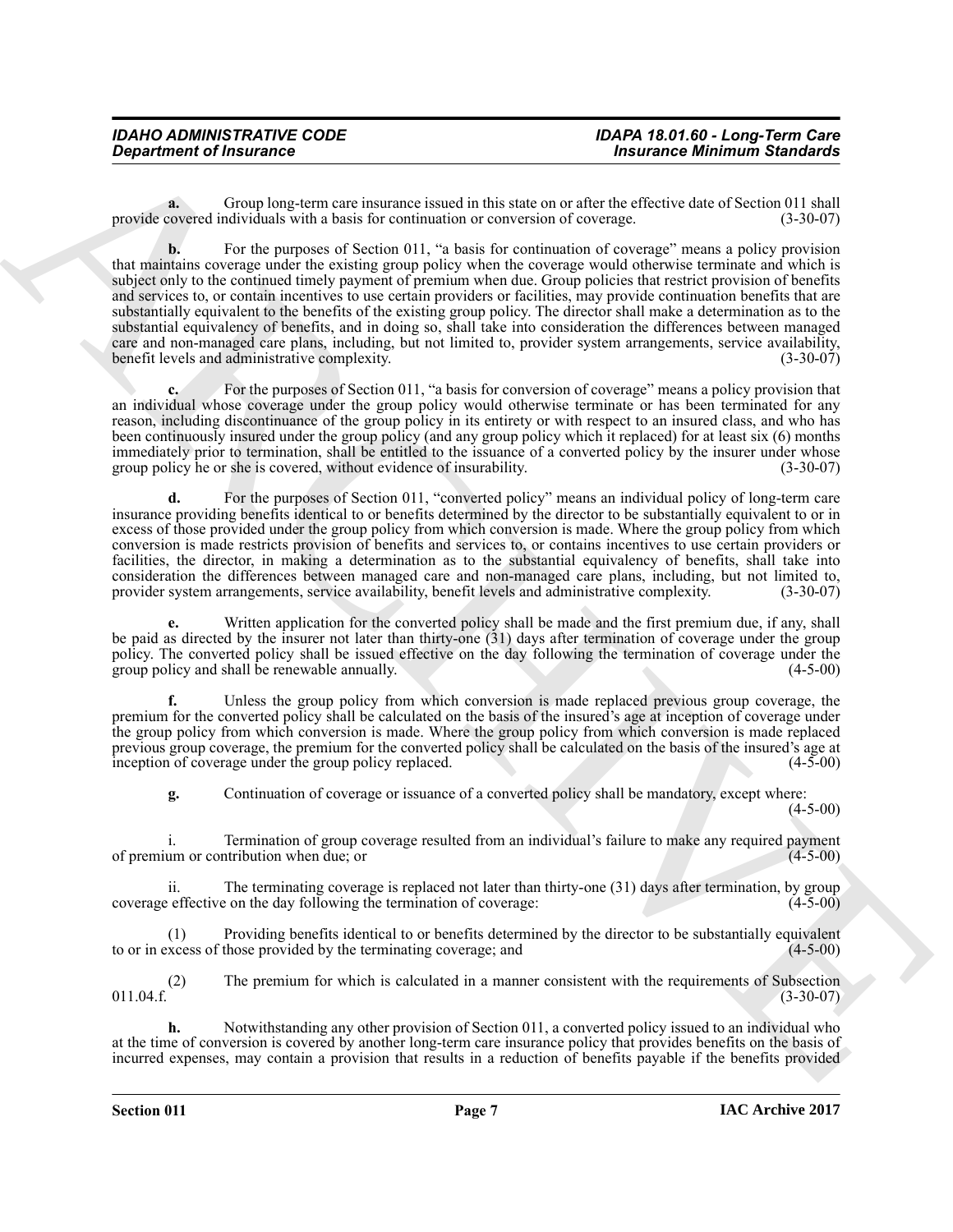**a.** Group long-term care insurance issued in this state on or after the effective date of Section 011 shall provide covered individuals with a basis for continuation or conversion of coverage. (3-30-07)

**b.** For the purposes of Section 011, "a basis for continuation of coverage" means a policy provision that maintains coverage under the existing group policy when the coverage would otherwise terminate and which is subject only to the continued timely payment of premium when due. Group policies that restrict provision of benefits and services to, or contain incentives to use certain providers or facilities, may provide continuation benefits that are substantially equivalent to the benefits of the existing group policy. The director shall make a determination as to the substantial equivalency of benefits, and in doing so, shall take into consideration the differences between managed care and non-managed care plans, including, but not limited to, provider system arrangements, service availability, benefit levels and administrative complexity. (3-30-07)

**c.** For the purposes of Section 011, "a basis for conversion of coverage" means a policy provision that an individual whose coverage under the group policy would otherwise terminate or has been terminated for any reason, including discontinuance of the group policy in its entirety or with respect to an insured class, and who has been continuously insured under the group policy (and any group policy which it replaced) for at least six (6) months immediately prior to termination, shall be entitled to the issuance of a converted policy by the insurer under whose group policy he or she is covered, without evidence of insurability. (3-30-07)

**d.** For the purposes of Section 011, "converted policy" means an individual policy of long-term care insurance providing benefits identical to or benefits determined by the director to be substantially equivalent to or in excess of those provided under the group policy from which conversion is made. Where the group policy from which conversion is made restricts provision of benefits and services to, or contains incentives to use certain providers or facilities, the director, in making a determination as to the substantial equivalency of benefits, shall take into consideration the differences between managed care and non-managed care plans, including, but not limited to, provider system arrangements, service availability, benefit levels and administrative complexity. (3-30-07)

**e.** Written application for the converted policy shall be made and the first premium due, if any, shall be paid as directed by the insurer not later than thirty-one (31) days after termination of coverage under the group policy. The converted policy shall be issued effective on the day following the termination of coverage under the group policy and shall be renewable annually. (4-5-00)

**f.** Unless the group policy from which conversion is made replaced previous group coverage, the premium for the converted policy shall be calculated on the basis of the insured's age at inception of coverage under the group policy from which conversion is made. Where the group policy from which conversion is made replaced previous group coverage, the premium for the converted policy shall be calculated on the basis of the insured's age at inception of coverage under the group policy replaced. (4-5-00)

**g.** Continuation of coverage or issuance of a converted policy shall be mandatory, except where: (4-5-00)

i. Termination of group coverage resulted from an individual's failure to make any required payment of premium or contribution when due; or (4-5-00)

ii. The terminating coverage is replaced not later than thirty-one (31) days after termination, by group coverage effective on the day following the termination of coverage: (4-5-00)

(1) Providing benefits identical to or benefits determined by the director to be substantially equivalent to or in excess of those provided by the terminating coverage; and (4-5-00)

(2) The premium for which is calculated in a manner consistent with the requirements of Subsection 011.04.f. (3-30-07)

**h.** Notwithstanding any other provision of Section 011, a converted policy issued to an individual who at the time of conversion is covered by another long-term care insurance policy that provides benefits on the basis of incurred expenses, may contain a provision that results in a reduction of benefits payable if the benefits provided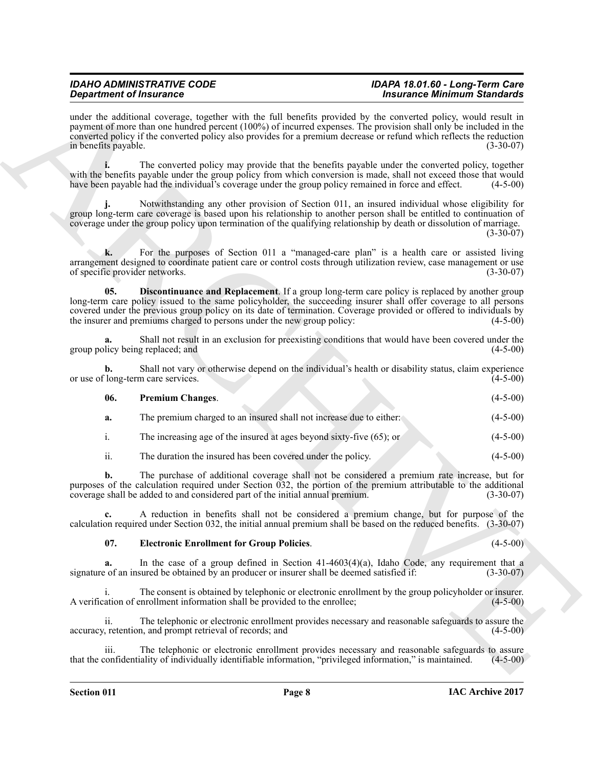under the additional coverage, together with the full benefits provided by the converted policy, would result in payment of more than one hundred percent (100%) of incurred expenses. The provision shall only be included in the converted policy if the converted policy also provides for a premium decrease or refund which reflects the reduction in benefits payable. (3-30-07)

**i.** The converted policy may provide that the benefits payable under the converted policy, together with the benefits payable under the group policy from which conversion is made, shall not exceed those that would have been payable had the individual's coverage under the group policy remained in force and effect. (4-5-00)

**j.** Notwithstanding any other provision of Section 011, an insured individual whose eligibility for group long-term care coverage is based upon his relationship to another person shall be entitled to continuation of coverage under the group policy upon termination of the qualifying relationship by death or dissolution of marriage. (3-30-07)

**k.** For the purposes of Section 011 a "managed-care plan" is a health care or assisted living arrangement designed to coordinate patient care or control costs through utilization review, case management or use of specific provider networks. (3-30-07)

**05. Discontinuance and Replacement**. If a group long-term care policy is replaced by another group long-term care policy issued to the same policyholder, the succeeding insurer shall offer coverage to all persons covered under the previous group policy on its date of termination. Coverage provided or offered to individuals by the insurer and premiums charged to persons under the new group policy: (4-5-00)

**a.** Shall not result in an exclusion for preexisting conditions that would have been covered under the group policy being replaced; and (4-5-00)

**b.** Shall not vary or otherwise depend on the individual's health or disability status, claim experience or use of long-term care services. (4-5-00)

**06. Premium Changes**. (4-5-00)

**a.** The premium charged to an insured shall not increase due to either: (4-5-00)

i. The increasing age of the insured at ages beyond sixty-five (65); or (4-5-00)

ii. The duration the insured has been covered under the policy. (4-5-00)

**b.** The purchase of additional coverage shall not be considered a premium rate increase, but for purposes of the calculation required under Section 032, the portion of the premium attributable to the additional coverage shall be added to and considered part of the initial annual premium. (3-30-07)

**c.** A reduction in benefits shall not be considered a premium change, but for purpose of the calculation required under Section 032, the initial annual premium shall be based on the reduced benefits. (3-30-07)

**07. Electronic Enrollment for Group Policies**. (4-5-00)

**a.** In the case of a group defined in Section 41-4603(4)(a), Idaho Code, any requirement that a signature of an insured be obtained by an producer or insurer shall be deemed satisfied if: (3-30-07)

i. The consent is obtained by telephonic or electronic enrollment by the group policyholder or insurer. A verification of enrollment information shall be provided to the enrollee; (4-5-00)

ii. The telephonic or electronic enrollment provides necessary and reasonable safeguards to assure the accuracy, retention, and prompt retrieval of records; and (4-5-00)

iii. The telephonic or electronic enrollment provides necessary and reasonable safeguards to assure that the confidentiality of individually identifiable information, "privileged information," is maintained. (4-5-00)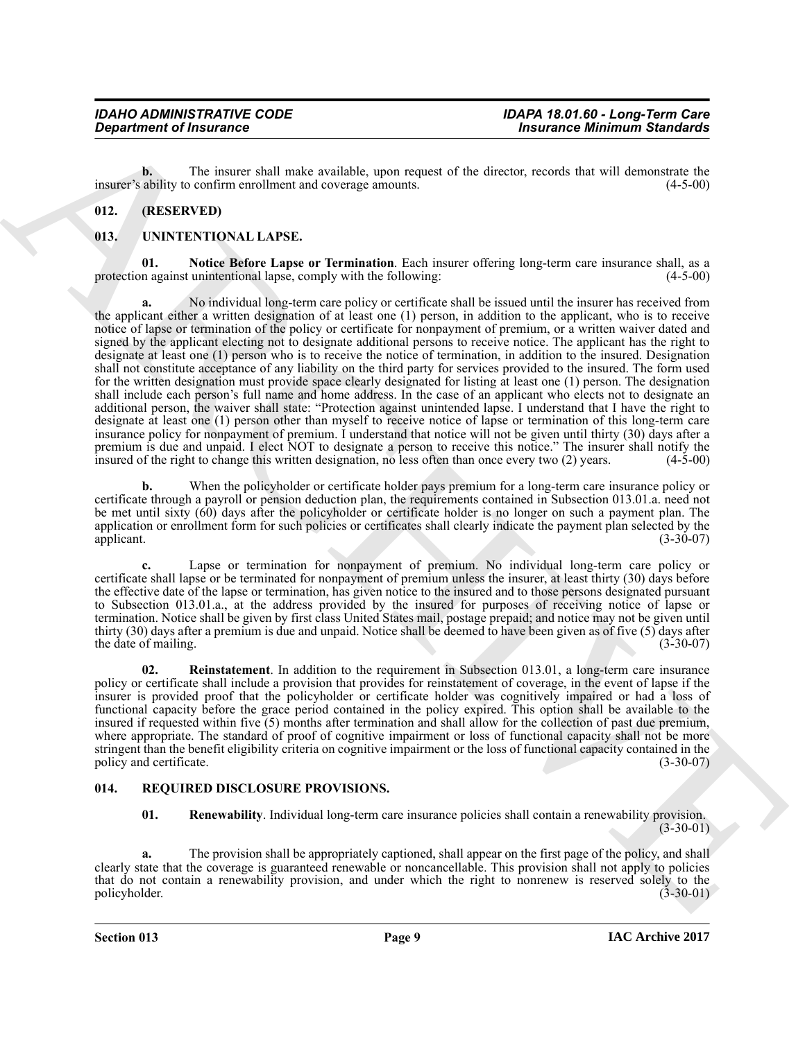**b.** The insurer shall make available, upon request of the director, records that will demonstrate the insurer's ability to confirm enrollment and coverage amounts. (4-5-00)

## 012. (RESERVED)

## 013. UNINTENTIONAL LAPSE.

**01. Notice Before Lapse or Termination**. Each insurer offering long-term care insurance shall, as a protection against unintentional lapse, comply with the following: (4-5-00)

**a.** No individual long-term care policy or certificate shall be issued until the insurer has received from the applicant either a written designation of at least one (1) person, in addition to the applicant, who is to receive notice of lapse or termination of the policy or certificate for nonpayment of premium, or a written waiver dated and signed by the applicant electing not to designate additional persons to receive notice. The applicant has the right to designate at least one (1) person who is to receive the notice of termination, in addition to the insured. Designation shall not constitute acceptance of any liability on the third party for services provided to the insured. The form used for the written designation must provide space clearly designated for listing at least one (1) person. The designation shall include each person's full name and home address. In the case of an applicant who elects not to designate an additional person, the waiver shall state: "Protection against unintended lapse. I understand that I have the right to designate at least one (1) person other than myself to receive notice of lapse or termination of this long-term care insurance policy for nonpayment of premium. I understand that notice will not be given until thirty (30) days after a premium is due and unpaid. I elect NOT to designate a person to receive this notice." The insurer shall notify the insured of the right to change this written designation, no less often than once every two (2) years. (4-5-00)

**b.** When the policyholder or certificate holder pays premium for a long-term care insurance policy or certificate through a payroll or pension deduction plan, the requirements contained in Subsection 013.01.a. need not be met until sixty (60) days after the policyholder or certificate holder is no longer on such a payment plan. The application or enrollment form for such policies or certificates shall clearly indicate the payment plan selected by the applicant. (3-30-07)

**c.** Lapse or termination for nonpayment of premium. No individual long-term care policy or certificate shall lapse or be terminated for nonpayment of premium unless the insurer, at least thirty (30) days before the effective date of the lapse or termination, has given notice to the insured and to those persons designated pursuant to Subsection 013.01.a., at the address provided by the insured for purposes of receiving notice of lapse or termination. Notice shall be given by first class United States mail, postage prepaid; and notice may not be given until thirty (30) days after a premium is due and unpaid. Notice shall be deemed to have been given as of five (5) days after the date of mailing. (3-30-07)

**02. Reinstatement**. In addition to the requirement in Subsection 013.01, a long-term care insurance policy or certificate shall include a provision that provides for reinstatement of coverage, in the event of lapse if the insurer is provided proof that the policyholder or certificate holder was cognitively impaired or had a loss of functional capacity before the grace period contained in the policy expired. This option shall be available to the insured if requested within five (5) months after termination and shall allow for the collection of past due premium, where appropriate. The standard of proof of cognitive impairment or loss of functional capacity shall not be more stringent than the benefit eligibility criteria on cognitive impairment or the loss of functional capacity contained in the policy and certificate. (3-30-07)

## 014. REQUIRED DISCLOSURE PROVISIONS.

**01. Renewability**. Individual long-term care insurance policies shall contain a renewability provision. (3-30-01)

**a.** The provision shall be appropriately captioned, shall appear on the first page of the policy, and shall clearly state that the coverage is guaranteed renewable or noncancellable. This provision shall not apply to policies that do not contain a renewability provision, and under which the right to nonrenew is reserved solely to the policyholder. (3-30-01)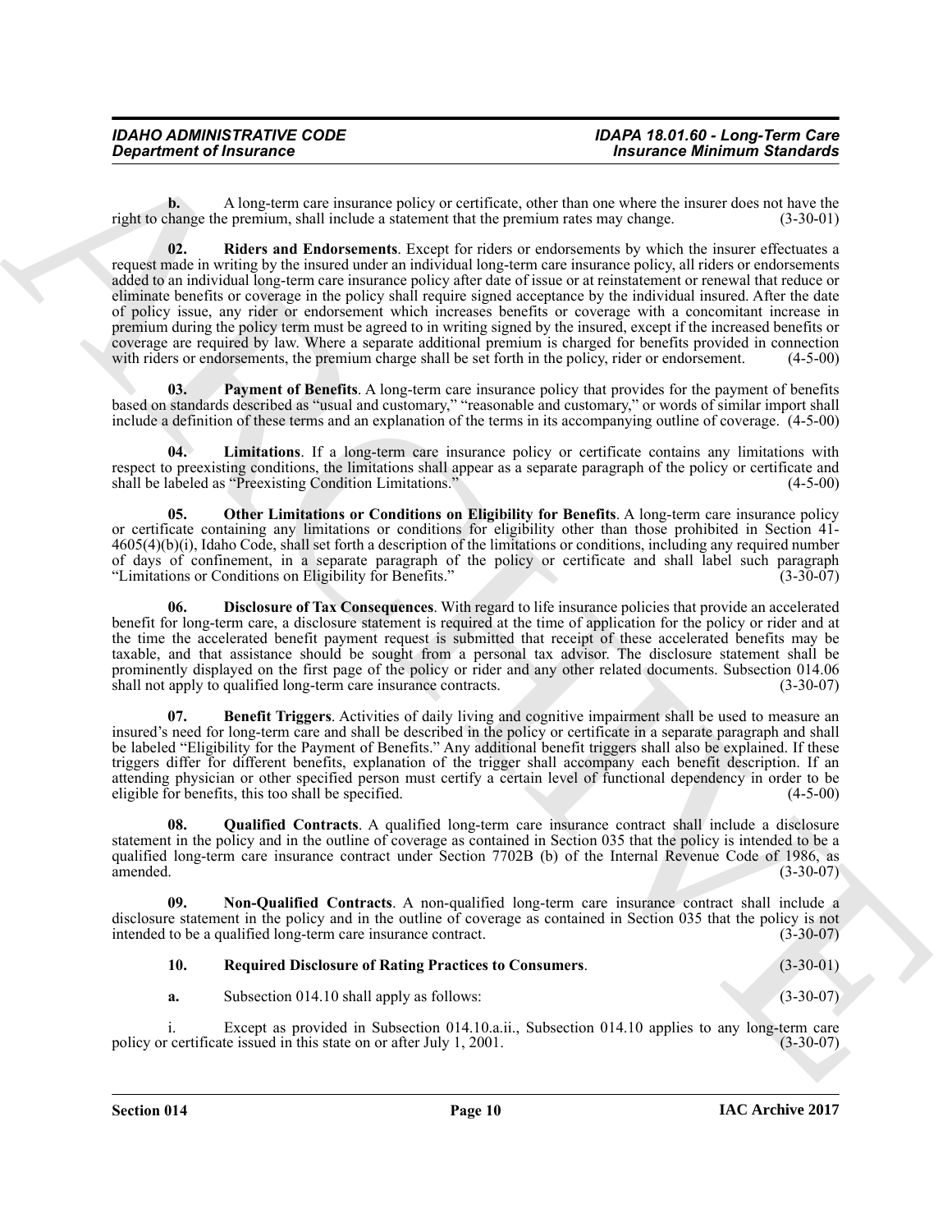**b.** A long-term care insurance policy or certificate, other than one where the insurer does not have the right to change the premium, shall include a statement that the premium rates may change. (3-30-01)

**02. Riders and Endorsements**. Except for riders or endorsements by which the insurer effectuates a request made in writing by the insured under an individual long-term care insurance policy, all riders or endorsements added to an individual long-term care insurance policy after date of issue or at reinstatement or renewal that reduce or eliminate benefits or coverage in the policy shall require signed acceptance by the individual insured. After the date of policy issue, any rider or endorsement which increases benefits or coverage with a concomitant increase in premium during the policy term must be agreed to in writing signed by the insured, except if the increased benefits or coverage are required by law. Where a separate additional premium is charged for benefits provided in connection with riders or endorsements, the premium charge shall be set forth in the policy, rider or endorsement. (4-5-00)

**03. Payment of Benefits**. A long-term care insurance policy that provides for the payment of benefits based on standards described as "usual and customary," "reasonable and customary," or words of similar import shall include a definition of these terms and an explanation of the terms in its accompanying outline of coverage. (4-5-00)

**04. Limitations**. If a long-term care insurance policy or certificate contains any limitations with respect to preexisting conditions, the limitations shall appear as a separate paragraph of the policy or certificate and shall be labeled as "Preexisting Condition Limitations." (4-5-00)

**05. Other Limitations or Conditions on Eligibility for Benefits**. A long-term care insurance policy or certificate containing any limitations or conditions for eligibility other than those prohibited in Section 41-4605(4)(b)(i), Idaho Code, shall set forth a description of the limitations or conditions, including any required number of days of confinement, in a separate paragraph of the policy or certificate and shall label such paragraph "Limitations or Conditions on Eligibility for Benefits." (3-30-07)

**06. Disclosure of Tax Consequences**. With regard to life insurance policies that provide an accelerated benefit for long-term care, a disclosure statement is required at the time of application for the policy or rider and at the time the accelerated benefit payment request is submitted that receipt of these accelerated benefits may be taxable, and that assistance should be sought from a personal tax advisor. The disclosure statement shall be prominently displayed on the first page of the policy or rider and any other related documents. Subsection 014.06 shall not apply to qualified long-term care insurance contracts. (3-30-07)

**07. Benefit Triggers**. Activities of daily living and cognitive impairment shall be used to measure an insured's need for long-term care and shall be described in the policy or certificate in a separate paragraph and shall be labeled "Eligibility for the Payment of Benefits." Any additional benefit triggers shall also be explained. If these triggers differ for different benefits, explanation of the trigger shall accompany each benefit description. If an attending physician or other specified person must certify a certain level of functional dependency in order to be eligible for benefits, this too shall be specified. (4-5-00)

**08. Qualified Contracts**. A qualified long-term care insurance contract shall include a disclosure statement in the policy and in the outline of coverage as contained in Section 035 that the policy is intended to be a qualified long-term care insurance contract under Section 7702B (b) of the Internal Revenue Code of 1986, as amended. (3-30-07)

**09. Non-Qualified Contracts**. A non-qualified long-term care insurance contract shall include a disclosure statement in the policy and in the outline of coverage as contained in Section 035 that the policy is not intended to be a qualified long-term care insurance contract. (3-30-07)

**10. Required Disclosure of Rating Practices to Consumers**. (3-30-01)

**a.** Subsection 014.10 shall apply as follows: (3-30-07)

i. Except as provided in Subsection 014.10.a.ii., Subsection 014.10 applies to any long-term care policy or certificate issued in this state on or after July 1, 2001. (3-30-07)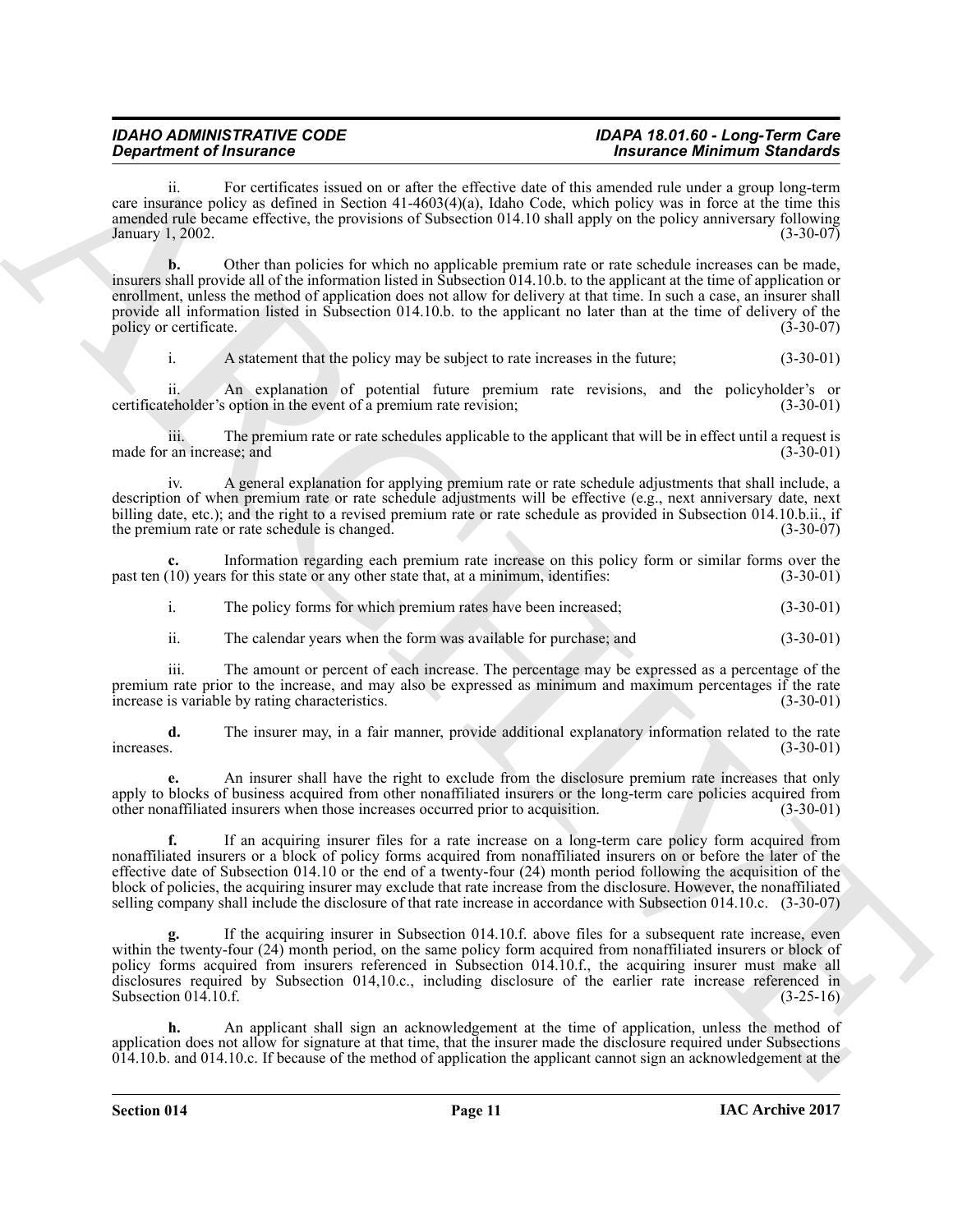ii. For certificates issued on or after the effective date of this amended rule under a group long-term care insurance policy as defined in Section 41-4603(4)(a), Idaho Code, which policy was in force at the time this amended rule became effective, the provisions of Subsection 014.10 shall apply on the policy anniversary following January 1, 2002. (3-30-07)

**b.** Other than policies for which no applicable premium rate or rate schedule increases can be made, insurers shall provide all of the information listed in Subsection 014.10.b. to the applicant at the time of application or enrollment, unless the method of application does not allow for delivery at that time. In such a case, an insurer shall provide all information listed in Subsection 014.10.b. to the applicant no later than at the time of delivery of the policy or certificate. (3-30-07)

i. A statement that the policy may be subject to rate increases in the future; (3-30-01)

ii. An explanation of potential future premium rate revisions, and the policyholder's or certificateholder's option in the event of a premium rate revision; (3-30-01)

iii. The premium rate or rate schedules applicable to the applicant that will be in effect until a request is made for an increase; and (3-30-01)

iv. A general explanation for applying premium rate or rate schedule adjustments that shall include, a description of when premium rate or rate schedule adjustments will be effective (e.g., next anniversary date, next billing date, etc.); and the right to a revised premium rate or rate schedule as provided in Subsection 014.10.b.ii., if the premium rate or rate schedule is changed. (3-30-07)

**c.** Information regarding each premium rate increase on this policy form or similar forms over the past ten (10) years for this state or any other state that, at a minimum, identifies: (3-30-01)

i. The policy forms for which premium rates have been increased; (3-30-01)

ii. The calendar years when the form was available for purchase; and (3-30-01)

iii. The amount or percent of each increase. The percentage may be expressed as a percentage of the premium rate prior to the increase, and may also be expressed as minimum and maximum percentages if the rate increase is variable by rating characteristics. (3-30-01)

**d.** The insurer may, in a fair manner, provide additional explanatory information related to the rate increases. (3-30-01)

**e.** An insurer shall have the right to exclude from the disclosure premium rate increases that only apply to blocks of business acquired from other nonaffiliated insurers or the long-term care policies acquired from other nonaffiliated insurers when those increases occurred prior to acquisition. (3-30-01)

**f.** If an acquiring insurer files for a rate increase on a long-term care policy form acquired from nonaffiliated insurers or a block of policy forms acquired from nonaffiliated insurers on or before the later of the effective date of Subsection 014.10 or the end of a twenty-four (24) month period following the acquisition of the block of policies, the acquiring insurer may exclude that rate increase from the disclosure. However, the nonaffiliated selling company shall include the disclosure of that rate increase in accordance with Subsection 014.10.c. (3-30-07)

**g.** If the acquiring insurer in Subsection 014.10.f. above files for a subsequent rate increase, even within the twenty-four (24) month period, on the same policy form acquired from nonaffiliated insurers or block of policy forms acquired from insurers referenced in Subsection 014.10.f., the acquiring insurer must make all disclosures required by Subsection 014,10.c., including disclosure of the earlier rate increase referenced in Subsection 014.10.f. (3-25-16)

**h.** An applicant shall sign an acknowledgement at the time of application, unless the method of application does not allow for signature at that time, that the insurer made the disclosure required under Subsections 014.10.b. and 014.10.c. If because of the method of application the applicant cannot sign an acknowledgement at the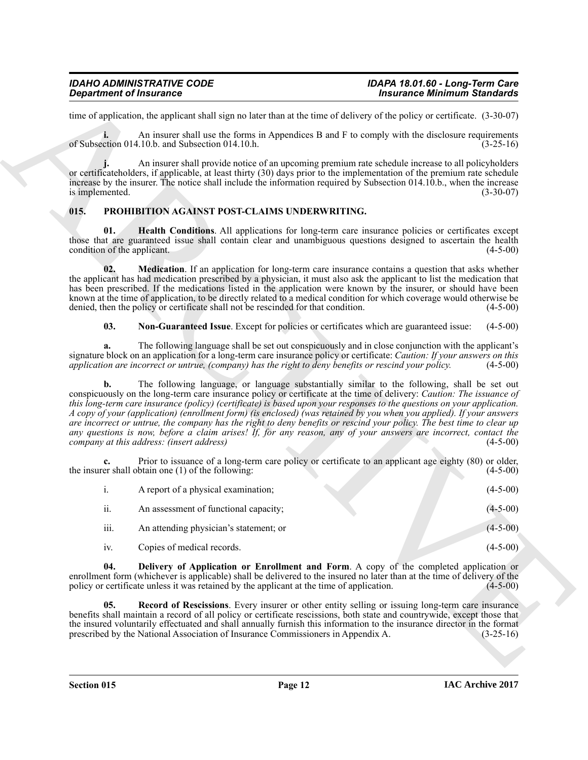time of application, the applicant shall sign no later than at the time of delivery of the policy or certificate. (3-30-07)

**i.** An insurer shall use the forms in Appendices B and F to comply with the disclosure requirements of Subsection 014.10.b. and Subsection 014.10.h. (3-25-16)

**j.** An insurer shall provide notice of an upcoming premium rate schedule increase to all policyholders or certificateholders, if applicable, at least thirty (30) days prior to the implementation of the premium rate schedule increase by the insurer. The notice shall include the information required by Subsection 014.10.b., when the increase is implemented. (3-30-07)

## 015. PROHIBITION AGAINST POST-CLAIMS UNDERWRITING.

**01. Health Conditions**. All applications for long-term care insurance policies or certificates except those that are guaranteed issue shall contain clear and unambiguous questions designed to ascertain the health condition of the applicant. (4-5-00)

**02. Medication**. If an application for long-term care insurance contains a question that asks whether the applicant has had medication prescribed by a physician, it must also ask the applicant to list the medication that has been prescribed. If the medications listed in the application were known by the insurer, or should have been known at the time of application, to be directly related to a medical condition for which coverage would otherwise be denied, then the policy or certificate shall not be rescinded for that condition. (4-5-00)

**03. Non-Guaranteed Issue**. Except for policies or certificates which are guaranteed issue: (4-5-00)

**a.** The following language shall be set out conspicuously and in close conjunction with the applicant's signature block on an application for a long-term care insurance policy or certificate: *Caution: If your answers on this application are incorrect or untrue, (company) has the right to deny benefits or rescind your policy.* (4-5-00)

**b.** The following language, or language substantially similar to the following, shall be set out conspicuously on the long-term care insurance policy or certificate at the time of delivery: *Caution: The issuance of this long-term care insurance (policy) (certificate) is based upon your responses to the questions on your application. A copy of your (application) (enrollment form) (is enclosed) (was retained by you when you applied). If your answers are incorrect or untrue, the company has the right to deny benefits or rescind your policy. The best time to clear up any questions is now, before a claim arises! If, for any reason, any of your answers are incorrect, contact the company at this address: (insert address)* (4-5-00)

**c.** Prior to issuance of a long-term care policy or certificate to an applicant age eighty (80) or older, the insurer shall obtain one (1) of the following: (4-5-00)

i. A report of a physical examination; (4-5-00)

ii. An assessment of functional capacity; (4-5-00)

iii. An attending physician's statement; or (4-5-00)

iv. Copies of medical records. (4-5-00)

**04. Delivery of Application or Enrollment and Form**. A copy of the completed application or enrollment form (whichever is applicable) shall be delivered to the insured no later than at the time of delivery of the policy or certificate unless it was retained by the applicant at the time of application. (4-5-00)

**05. Record of Rescissions**. Every insurer or other entity selling or issuing long-term care insurance benefits shall maintain a record of all policy or certificate rescissions, both state and countrywide, except those that the insured voluntarily effectuated and shall annually furnish this information to the insurance director in the format prescribed by the National Association of Insurance Commissioners in Appendix A. (3-25-16)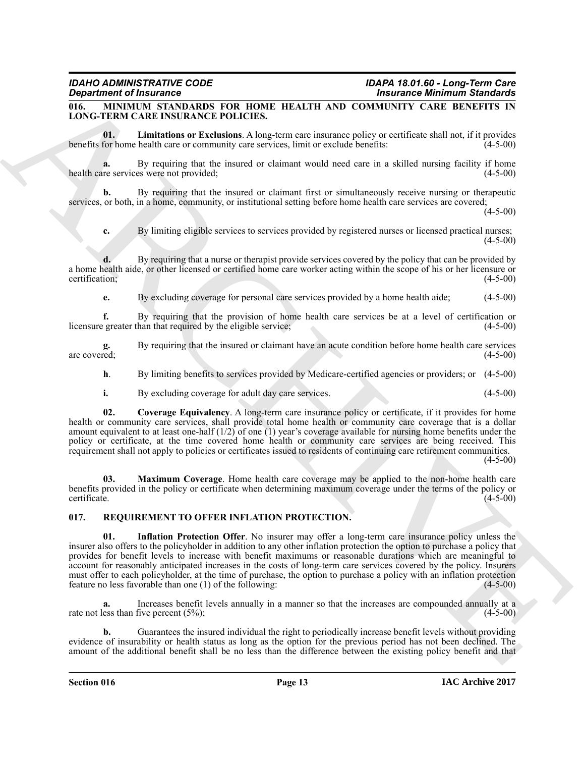### 016. MINIMUM STANDARDS FOR HOME HEALTH AND COMMUNITY CARE BENEFITS IN LONG-TERM CARE INSURANCE POLICIES.

**01. Limitations or Exclusions**. A long-term care insurance policy or certificate shall not, if it provides benefits for home health care or community care services, limit or exclude benefits: (4-5-00)

**a.** By requiring that the insured or claimant would need care in a skilled nursing facility if home health care services were not provided; (4-5-00)

**b.** By requiring that the insured or claimant first or simultaneously receive nursing or therapeutic services, or both, in a home, community, or institutional setting before home health care services are covered; (4-5-00)

**c.** By limiting eligible services to services provided by registered nurses or licensed practical nurses; (4-5-00)

**d.** By requiring that a nurse or therapist provide services covered by the policy that can be provided by a home health aide, or other licensed or certified home care worker acting within the scope of his or her licensure or certification; (4-5-00)

**e.** By excluding coverage for personal care services provided by a home health aide; (4-5-00)

**f.** By requiring that the provision of home health care services be at a level of certification or licensure greater than that required by the eligible service; (4-5-00)

**g.** By requiring that the insured or claimant have an acute condition before home health care services are covered; (4-5-00)

**h**. By limiting benefits to services provided by Medicare-certified agencies or providers; or (4-5-00)

**i.** By excluding coverage for adult day care services. (4-5-00)

**02. Coverage Equivalency**. A long-term care insurance policy or certificate, if it provides for home health or community care services, shall provide total home health or community care coverage that is a dollar amount equivalent to at least one-half (1/2) of one (1) year's coverage available for nursing home benefits under the policy or certificate, at the time covered home health or community care services are being received. This requirement shall not apply to policies or certificates issued to residents of continuing care retirement communities. (4-5-00)

**03. Maximum Coverage**. Home health care coverage may be applied to the non-home health care benefits provided in the policy or certificate when determining maximum coverage under the terms of the policy or certificate. (4-5-00)

### 017. REQUIREMENT TO OFFER INFLATION PROTECTION.

**01. Inflation Protection Offer**. No insurer may offer a long-term care insurance policy unless the insurer also offers to the policyholder in addition to any other inflation protection the option to purchase a policy that provides for benefit levels to increase with benefit maximums or reasonable durations which are meaningful to account for reasonably anticipated increases in the costs of long-term care services covered by the policy. Insurers must offer to each policyholder, at the time of purchase, the option to purchase a policy with an inflation protection feature no less favorable than one (1) of the following: (4-5-00)

**a.** Increases benefit levels annually in a manner so that the increases are compounded annually at a rate not less than five percent (5%); (4-5-00)

**b.** Guarantees the insured individual the right to periodically increase benefit levels without providing evidence of insurability or health status as long as the option for the previous period has not been declined. The amount of the additional benefit shall be no less than the difference between the existing policy benefit and that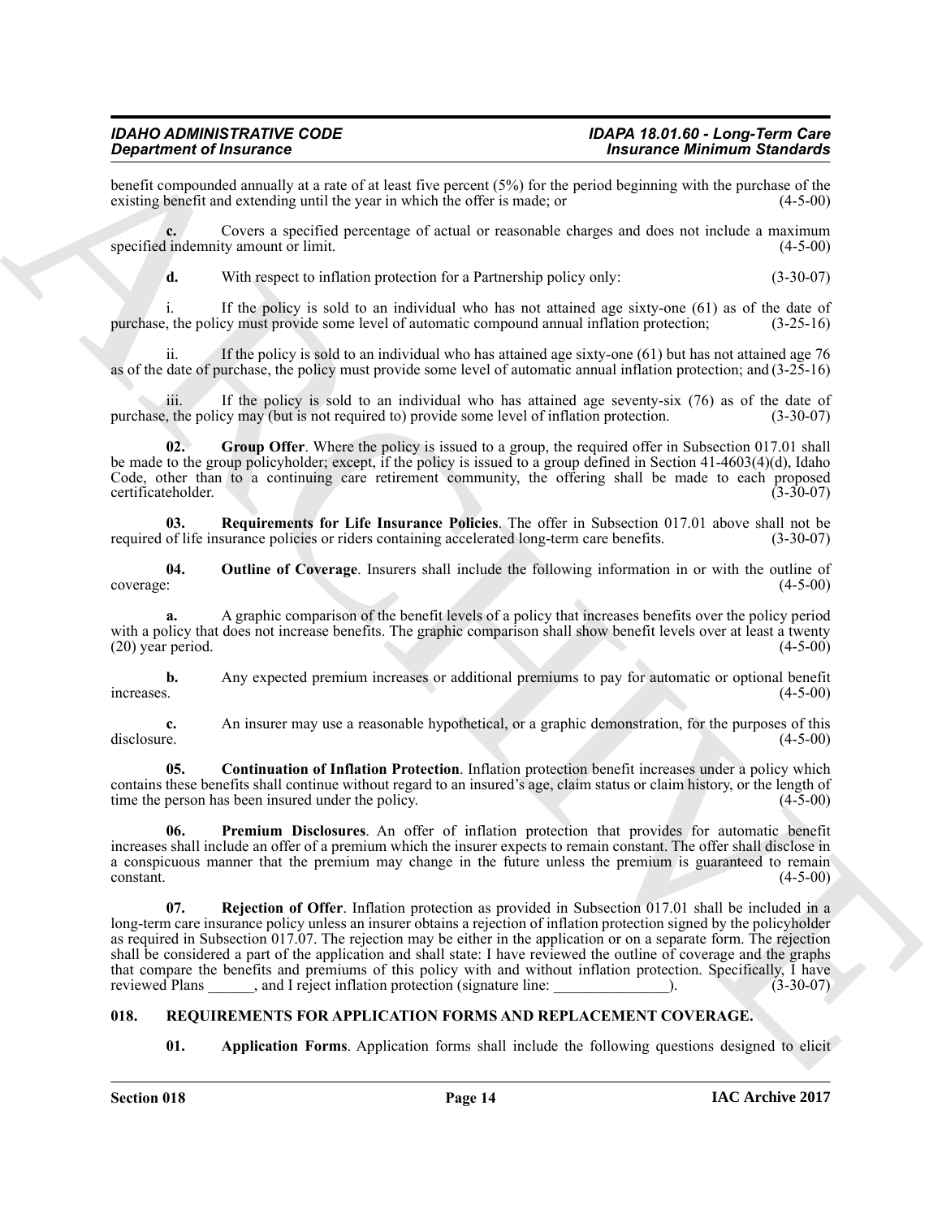benefit compounded annually at a rate of at least five percent (5%) for the period beginning with the purchase of the existing benefit and extending until the year in which the offer is made; or (4-5-00)

**c.** Covers a specified percentage of actual or reasonable charges and does not include a maximum specified indemnity amount or limit. (4-5-00)

**d.** With respect to inflation protection for a Partnership policy only: (3-30-07)

i. If the policy is sold to an individual who has not attained age sixty-one (61) as of the date of purchase, the policy must provide some level of automatic compound annual inflation protection; (3-25-16)

ii. If the policy is sold to an individual who has attained age sixty-one (61) but has not attained age 76 as of the date of purchase, the policy must provide some level of automatic annual inflation protection; and (3-25-16)

iii. If the policy is sold to an individual who has attained age seventy-six (76) as of the date of purchase, the policy may (but is not required to) provide some level of inflation protection. (3-30-07)

**02. Group Offer**. Where the policy is issued to a group, the required offer in Subsection 017.01 shall be made to the group policyholder; except, if the policy is issued to a group defined in Section 41-4603(4)(d), Idaho Code, other than to a continuing care retirement community, the offering shall be made to each proposed certificateholder. (3-30-07)

**03. Requirements for Life Insurance Policies**. The offer in Subsection 017.01 above shall not be required of life insurance policies or riders containing accelerated long-term care benefits. (3-30-07)

**04. Outline of Coverage**. Insurers shall include the following information in or with the outline of coverage: (4-5-00)

**a.** A graphic comparison of the benefit levels of a policy that increases benefits over the policy period with a policy that does not increase benefits. The graphic comparison shall show benefit levels over at least a twenty (20) year period. (4-5-00)

**b.** Any expected premium increases or additional premiums to pay for automatic or optional benefit increases. (4-5-00)

**c.** An insurer may use a reasonable hypothetical, or a graphic demonstration, for the purposes of this disclosure. (4-5-00)

**05. Continuation of Inflation Protection**. Inflation protection benefit increases under a policy which contains these benefits shall continue without regard to an insured's age, claim status or claim history, or the length of time the person has been insured under the policy. (4-5-00)

**06. Premium Disclosures**. An offer of inflation protection that provides for automatic benefit increases shall include an offer of a premium which the insurer expects to remain constant. The offer shall disclose in a conspicuous manner that the premium may change in the future unless the premium is guaranteed to remain constant. (4-5-00)

**07. Rejection of Offer**. Inflation protection as provided in Subsection 017.01 shall be included in a long-term care insurance policy unless an insurer obtains a rejection of inflation protection signed by the policyholder as required in Subsection 017.07. The rejection may be either in the application or on a separate form. The rejection shall be considered a part of the application and shall state: I have reviewed the outline of coverage and the graphs that compare the benefits and premiums of this policy with and without inflation protection. Specifically, I have reviewed Plans ______, and I reject inflation protection (signature line: _______________). (3-30-07)

## 018. REQUIREMENTS FOR APPLICATION FORMS AND REPLACEMENT COVERAGE.

**01. Application Forms**. Application forms shall include the following questions designed to elicit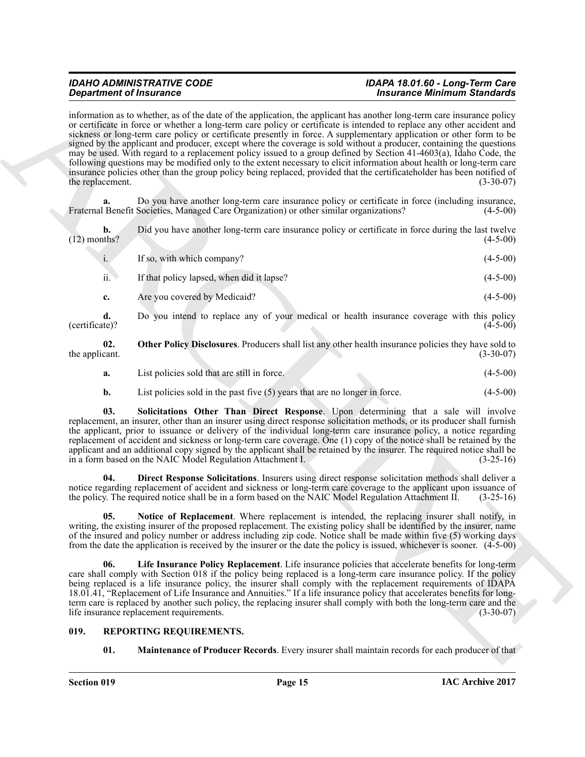information as to whether, as of the date of the application, the applicant has another long-term care insurance policy or certificate in force or whether a long-term care policy or certificate is intended to replace any other accident and sickness or long-term care policy or certificate presently in force. A supplementary application or other form to be signed by the applicant and producer, except where the coverage is sold without a producer, containing the questions may be used. With regard to a replacement policy issued to a group defined by Section 41-4603(a), Idaho Code, the following questions may be modified only to the extent necessary to elicit information about health or long-term care insurance policies other than the group policy being replaced, provided that the certificateholder has been notified of the replacement. (3-30-07)

**a.** Do you have another long-term care insurance policy or certificate in force (including insurance, Fraternal Benefit Societies, Managed Care Organization) or other similar organizations? (4-5-00)

**b.** Did you have another long-term care insurance policy or certificate in force during the last twelve (12) months? (4-5-00)

i. If so, with which company? (4-5-00)

ii. If that policy lapsed, when did it lapse? (4-5-00)

**c.** Are you covered by Medicaid? (4-5-00)

**d.** Do you intend to replace any of your medical or health insurance coverage with this policy (certificate)? (4-5-00)

**02. Other Policy Disclosures**. Producers shall list any other health insurance policies they have sold to the applicant. (3-30-07)

**a.** List policies sold that are still in force. (4-5-00)

**b.** List policies sold in the past five (5) years that are no longer in force. (4-5-00)

**03. Solicitations Other Than Direct Response**. Upon determining that a sale will involve replacement, an insurer, other than an insurer using direct response solicitation methods, or its producer shall furnish the applicant, prior to issuance or delivery of the individual long-term care insurance policy, a notice regarding replacement of accident and sickness or long-term care coverage. One (1) copy of the notice shall be retained by the applicant and an additional copy signed by the applicant shall be retained by the insurer. The required notice shall be in a form based on the NAIC Model Regulation Attachment I. (3-25-16)

**04. Direct Response Solicitations**. Insurers using direct response solicitation methods shall deliver a notice regarding replacement of accident and sickness or long-term care coverage to the applicant upon issuance of the policy. The required notice shall be in a form based on the NAIC Model Regulation Attachment II. (3-25-16)

**05. Notice of Replacement**. Where replacement is intended, the replacing insurer shall notify, in writing, the existing insurer of the proposed replacement. The existing policy shall be identified by the insurer, name of the insured and policy number or address including zip code. Notice shall be made within five (5) working days from the date the application is received by the insurer or the date the policy is issued, whichever is sooner. (4-5-00)

**06. Life Insurance Policy Replacement**. Life insurance policies that accelerate benefits for long-term care shall comply with Section 018 if the policy being replaced is a long-term care insurance policy. If the policy being replaced is a life insurance policy, the insurer shall comply with the replacement requirements of IDAPA 18.01.41, "Replacement of Life Insurance and Annuities." If a life insurance policy that accelerates benefits for long-term care is replaced by another such policy, the replacing insurer shall comply with both the long-term care and the life insurance replacement requirements. (3-30-07)

## 019. REPORTING REQUIREMENTS.

**01. Maintenance of Producer Records**. Every insurer shall maintain records for each producer of that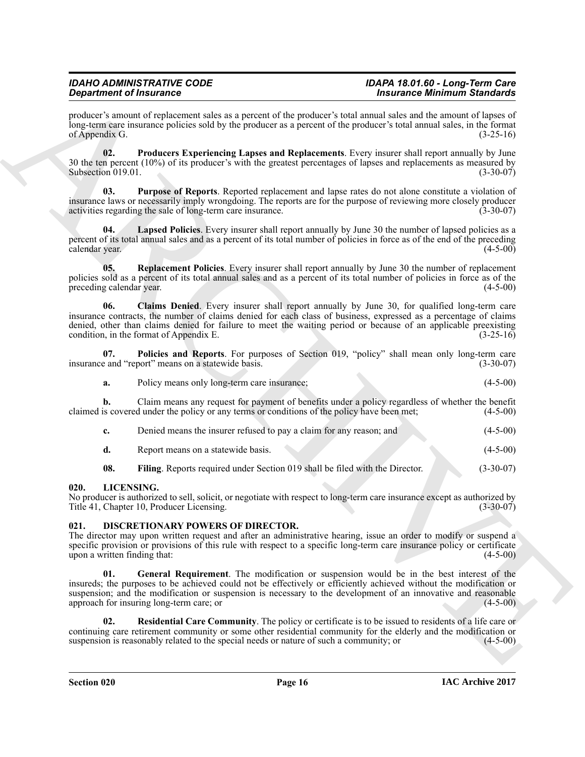producer's amount of replacement sales as a percent of the producer's total annual sales and the amount of lapses of long-term care insurance policies sold by the producer as a percent of the producer's total annual sales, in the format of Appendix G. (3-25-16)

**02. Producers Experiencing Lapses and Replacements**. Every insurer shall report annually by June 30 the ten percent (10%) of its producer's with the greatest percentages of lapses and replacements as measured by Subsection 019.01. (3-30-07)

**03. Purpose of Reports**. Reported replacement and lapse rates do not alone constitute a violation of insurance laws or necessarily imply wrongdoing. The reports are for the purpose of reviewing more closely producer activities regarding the sale of long-term care insurance. (3-30-07)

**04. Lapsed Policies**. Every insurer shall report annually by June 30 the number of lapsed policies as a percent of its total annual sales and as a percent of its total number of policies in force as of the end of the preceding calendar year. (4-5-00)

**05. Replacement Policies**. Every insurer shall report annually by June 30 the number of replacement policies sold as a percent of its total annual sales and as a percent of its total number of policies in force as of the preceding calendar year. (4-5-00)

**06. Claims Denied**. Every insurer shall report annually by June 30, for qualified long-term care insurance contracts, the number of claims denied for each class of business, expressed as a percentage of claims denied, other than claims denied for failure to meet the waiting period or because of an applicable preexisting condition, in the format of Appendix E. (3-25-16)

**07. Policies and Reports**. For purposes of Section 019, "policy" shall mean only long-term care insurance and "report" means on a statewide basis. (3-30-07)

**a.** Policy means only long-term care insurance; (4-5-00)

**b.** Claim means any request for payment of benefits under a policy regardless of whether the benefit claimed is covered under the policy or any terms or conditions of the policy have been met; (4-5-00)

**c.** Denied means the insurer refused to pay a claim for any reason; and (4-5-00)

**d.** Report means on a statewide basis. (4-5-00)

**08. Filing**. Reports required under Section 019 shall be filed with the Director. (3-30-07)

## 020. LICENSING.

No producer is authorized to sell, solicit, or negotiate with respect to long-term care insurance except as authorized by Title 41, Chapter 10, Producer Licensing. (3-30-07)

## 021. DISCRETIONARY POWERS OF DIRECTOR.

The director may upon written request and after an administrative hearing, issue an order to modify or suspend a specific provision or provisions of this rule with respect to a specific long-term care insurance policy or certificate upon a written finding that: (4-5-00)

**01. General Requirement**. The modification or suspension would be in the best interest of the insureds; the purposes to be achieved could not be effectively or efficiently achieved without the modification or suspension; and the modification or suspension is necessary to the development of an innovative and reasonable approach for insuring long-term care; or (4-5-00)

**02. Residential Care Community**. The policy or certificate is to be issued to residents of a life care or continuing care retirement community or some other residential community for the elderly and the modification or suspension is reasonably related to the special needs or nature of such a community; or (4-5-00)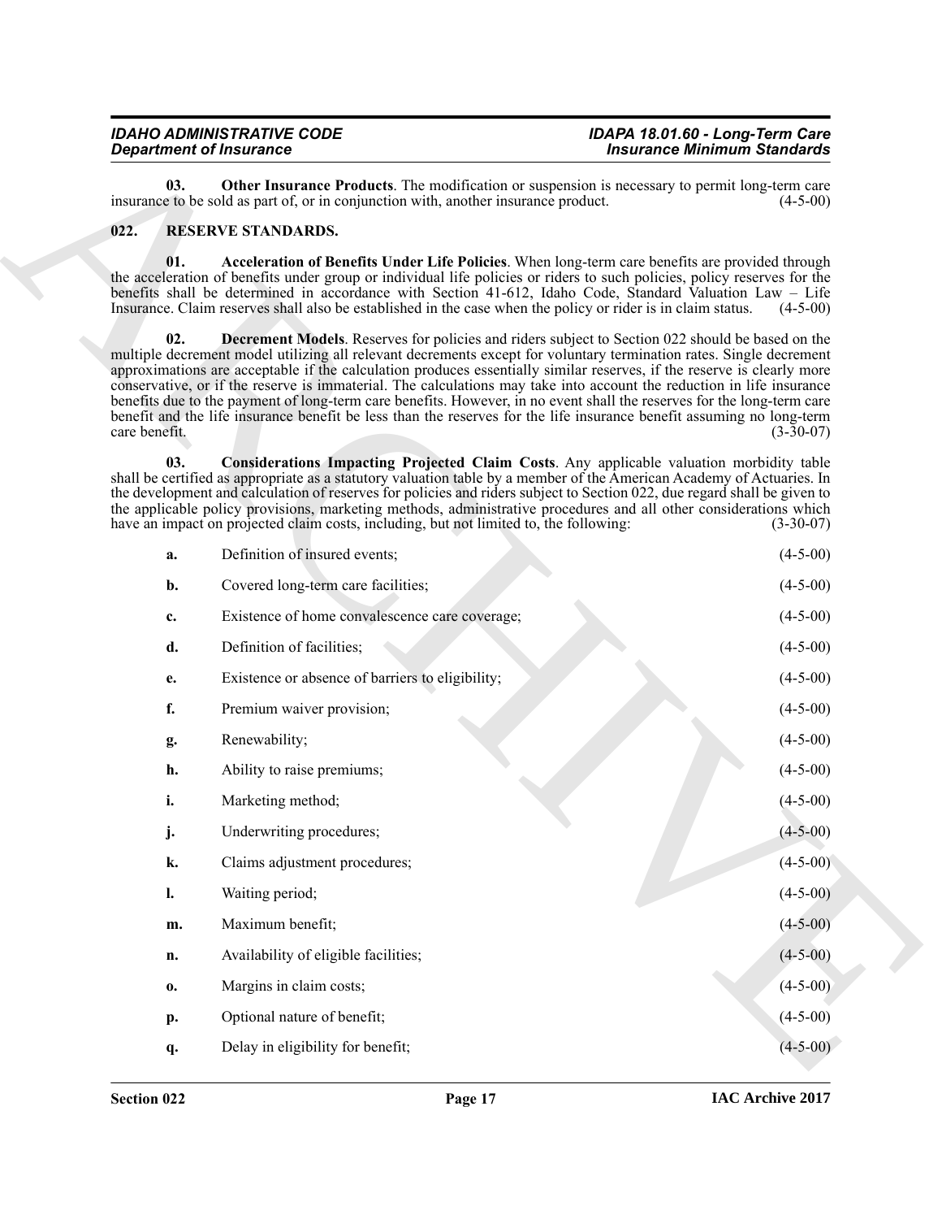**03. Other Insurance Products**. The modification or suspension is necessary to permit long-term care insurance to be sold as part of, or in conjunction with, another insurance product. (4-5-00)

## 022. RESERVE STANDARDS.

**01. Acceleration of Benefits Under Life Policies**. When long-term care benefits are provided through the acceleration of benefits under group or individual life policies or riders to such policies, policy reserves for the benefits shall be determined in accordance with Section 41-612, Idaho Code, Standard Valuation Law – Life Insurance. Claim reserves shall also be established in the case when the policy or rider is in claim status. (4-5-00)

**02. Decrement Models**. Reserves for policies and riders subject to Section 022 should be based on the multiple decrement model utilizing all relevant decrements except for voluntary termination rates. Single decrement approximations are acceptable if the calculation produces essentially similar reserves, if the reserve is clearly more conservative, or if the reserve is immaterial. The calculations may take into account the reduction in life insurance benefits due to the payment of long-term care benefits. However, in no event shall the reserves for the long-term care benefit and the life insurance benefit be less than the reserves for the life insurance benefit assuming no long-term care benefit. (3-30-07)

**03. Considerations Impacting Projected Claim Costs**. Any applicable valuation morbidity table shall be certified as appropriate as a statutory valuation table by a member of the American Academy of Actuaries. In the development and calculation of reserves for policies and riders subject to Section 022, due regard shall be given to the applicable policy provisions, marketing methods, administrative procedures and all other considerations which have an impact on projected claim costs, including, but not limited to, the following: (3-30-07)

**a.** Definition of insured events; (4-5-00)

**b.** Covered long-term care facilities; (4-5-00)

**c.** Existence of home convalescence care coverage; (4-5-00)

**d.** Definition of facilities; (4-5-00)

**e.** Existence or absence of barriers to eligibility; (4-5-00)

**f.** Premium waiver provision; (4-5-00)

**g.** Renewability; (4-5-00)

**h.** Ability to raise premiums; (4-5-00)

**i.** Marketing method; (4-5-00)

**j.** Underwriting procedures; (4-5-00)

**k.** Claims adjustment procedures; (4-5-00)

**l.** Waiting period; (4-5-00)

**m.** Maximum benefit; (4-5-00)

**n.** Availability of eligible facilities; (4-5-00)

**o.** Margins in claim costs; (4-5-00)

**p.** Optional nature of benefit; (4-5-00)

**q.** Delay in eligibility for benefit; (4-5-00)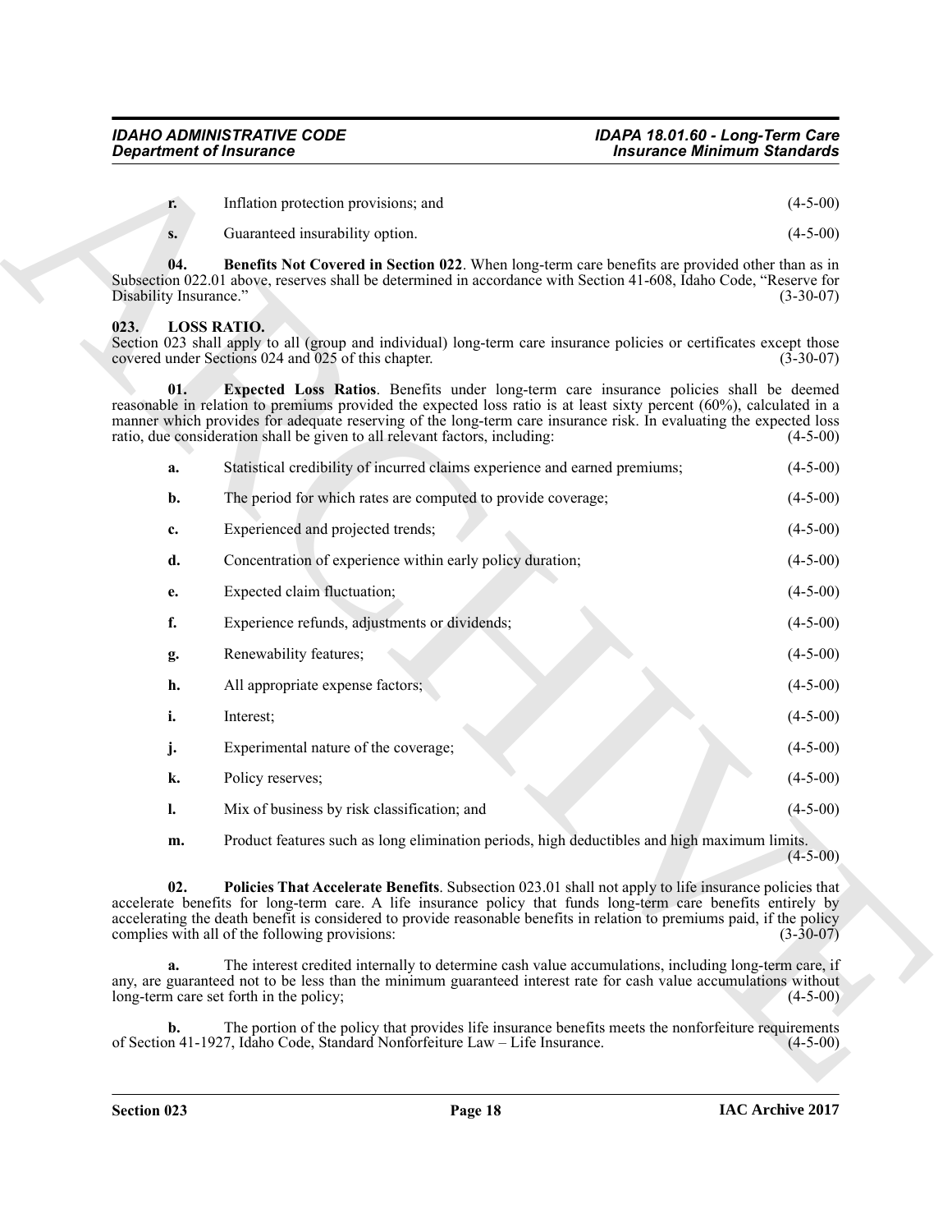**r.** Inflation protection provisions; and (4-5-00)

**s.** Guaranteed insurability option. (4-5-00)

**04. Benefits Not Covered in Section 022**. When long-term care benefits are provided other than as in Subsection 022.01 above, reserves shall be determined in accordance with Section 41-608, Idaho Code, "Reserve for Disability Insurance." (3-30-07)

## 023. LOSS RATIO.

Section 023 shall apply to all (group and individual) long-term care insurance policies or certificates except those covered under Sections 024 and 025 of this chapter. (3-30-07)

**01. Expected Loss Ratios**. Benefits under long-term care insurance policies shall be deemed reasonable in relation to premiums provided the expected loss ratio is at least sixty percent (60%), calculated in a manner which provides for adequate reserving of the long-term care insurance risk. In evaluating the expected loss ratio, due consideration shall be given to all relevant factors, including: (4-5-00)

**a.** Statistical credibility of incurred claims experience and earned premiums; (4-5-00)

**b.** The period for which rates are computed to provide coverage; (4-5-00)

**c.** Experienced and projected trends; (4-5-00)

**d.** Concentration of experience within early policy duration; (4-5-00)

**e.** Expected claim fluctuation; (4-5-00)

**f.** Experience refunds, adjustments or dividends; (4-5-00)

**g.** Renewability features; (4-5-00)

**h.** All appropriate expense factors; (4-5-00)

**i.** Interest; (4-5-00)

**j.** Experimental nature of the coverage; (4-5-00)

**k.** Policy reserves; (4-5-00)

**l.** Mix of business by risk classification; and (4-5-00)

**m.** Product features such as long elimination periods, high deductibles and high maximum limits. (4-5-00)

**02. Policies That Accelerate Benefits**. Subsection 023.01 shall not apply to life insurance policies that accelerate benefits for long-term care. A life insurance policy that funds long-term care benefits entirely by accelerating the death benefit is considered to provide reasonable benefits in relation to premiums paid, if the policy complies with all of the following provisions: (3-30-07)

**a.** The interest credited internally to determine cash value accumulations, including long-term care, if any, are guaranteed not to be less than the minimum guaranteed interest rate for cash value accumulations without long-term care set forth in the policy; (4-5-00)

**b.** The portion of the policy that provides life insurance benefits meets the nonforfeiture requirements of Section 41-1927, Idaho Code, Standard Nonforfeiture Law – Life Insurance. (4-5-00)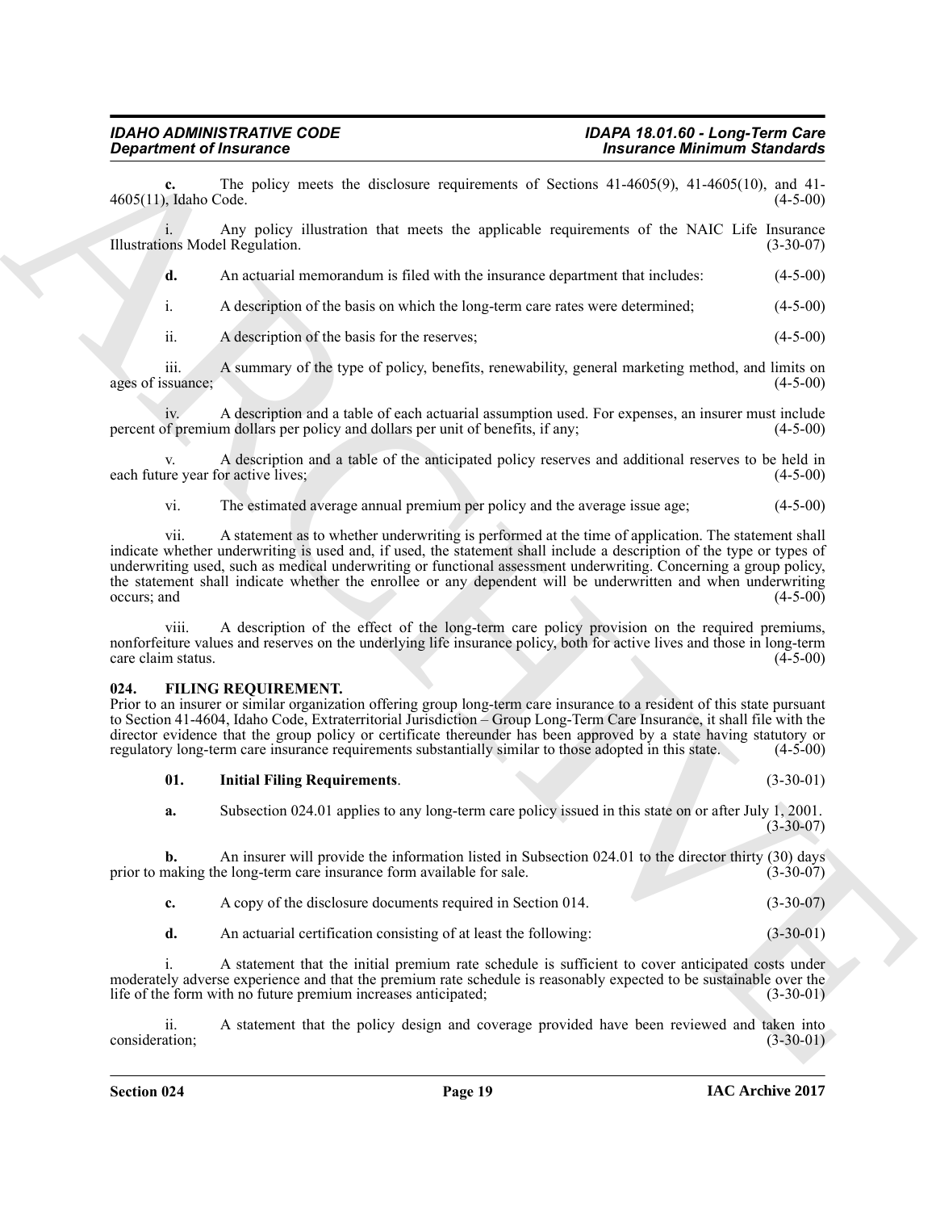**c.** The policy meets the disclosure requirements of Sections 41-4605(9), 41-4605(10), and 41-4605(11), Idaho Code. (4-5-00)

i. Any policy illustration that meets the applicable requirements of the NAIC Life Insurance Illustrations Model Regulation. (3-30-07)

**d.** An actuarial memorandum is filed with the insurance department that includes: (4-5-00)

i. A description of the basis on which the long-term care rates were determined; (4-5-00)

ii. A description of the basis for the reserves; (4-5-00)

iii. A summary of the type of policy, benefits, renewability, general marketing method, and limits on ages of issuance; (4-5-00)

iv. A description and a table of each actuarial assumption used. For expenses, an insurer must include percent of premium dollars per policy and dollars per unit of benefits, if any; (4-5-00)

v. A description and a table of the anticipated policy reserves and additional reserves to be held in each future year for active lives; (4-5-00)

vi. The estimated average annual premium per policy and the average issue age; (4-5-00)

vii. A statement as to whether underwriting is performed at the time of application. The statement shall indicate whether underwriting is used and, if used, the statement shall include a description of the type or types of underwriting used, such as medical underwriting or functional assessment underwriting. Concerning a group policy, the statement shall indicate whether the enrollee or any dependent will be underwritten and when underwriting occurs; and (4-5-00)

viii. A description of the effect of the long-term care policy provision on the required premiums, nonforfeiture values and reserves on the underlying life insurance policy, both for active lives and those in long-term care claim status. (4-5-00)

## 024. FILING REQUIREMENT.

Prior to an insurer or similar organization offering group long-term care insurance to a resident of this state pursuant to Section 41-4604, Idaho Code, Extraterritorial Jurisdiction – Group Long-Term Care Insurance, it shall file with the director evidence that the group policy or certificate thereunder has been approved by a state having statutory or regulatory long-term care insurance requirements substantially similar to those adopted in this state. (4-5-00)

**01. Initial Filing Requirements**. (3-30-01)

**a.** Subsection 024.01 applies to any long-term care policy issued in this state on or after July 1, 2001. (3-30-07)

**b.** An insurer will provide the information listed in Subsection 024.01 to the director thirty (30) days prior to making the long-term care insurance form available for sale. (3-30-07)

**c.** A copy of the disclosure documents required in Section 014. (3-30-07)

**d.** An actuarial certification consisting of at least the following: (3-30-01)

i. A statement that the initial premium rate schedule is sufficient to cover anticipated costs under moderately adverse experience and that the premium rate schedule is reasonably expected to be sustainable over the life of the form with no future premium increases anticipated; (3-30-01)

ii. A statement that the policy design and coverage provided have been reviewed and taken into consideration; (3-30-01)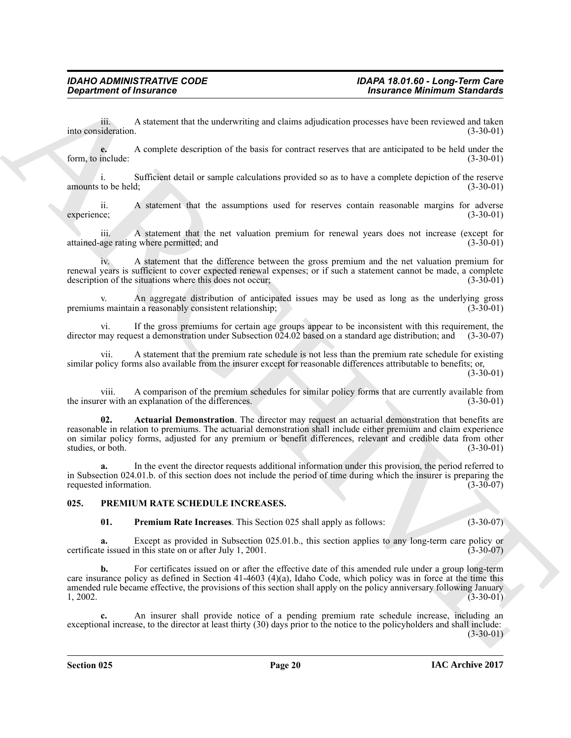iii. A statement that the underwriting and claims adjudication processes have been reviewed and taken into consideration. (3-30-01)

**e.** A complete description of the basis for contract reserves that are anticipated to be held under the form, to include: (3-30-01)

i. Sufficient detail or sample calculations provided so as to have a complete depiction of the reserve amounts to be held; (3-30-01)

ii. A statement that the assumptions used for reserves contain reasonable margins for adverse experience; (3-30-01)

iii. A statement that the net valuation premium for renewal years does not increase (except for attained-age rating where permitted; and (3-30-01)

iv. A statement that the difference between the gross premium and the net valuation premium for renewal years is sufficient to cover expected renewal expenses; or if such a statement cannot be made, a complete description of the situations where this does not occur; (3-30-01)

v. An aggregate distribution of anticipated issues may be used as long as the underlying gross premiums maintain a reasonably consistent relationship; (3-30-01)

vi. If the gross premiums for certain age groups appear to be inconsistent with this requirement, the director may request a demonstration under Subsection 024.02 based on a standard age distribution; and (3-30-07)

vii. A statement that the premium rate schedule is not less than the premium rate schedule for existing similar policy forms also available from the insurer except for reasonable differences attributable to benefits; or, (3-30-01)

viii. A comparison of the premium schedules for similar policy forms that are currently available from the insurer with an explanation of the differences. (3-30-01)

**02. Actuarial Demonstration**. The director may request an actuarial demonstration that benefits are reasonable in relation to premiums. The actuarial demonstration shall include either premium and claim experience on similar policy forms, adjusted for any premium or benefit differences, relevant and credible data from other studies, or both. (3-30-01)

**a.** In the event the director requests additional information under this provision, the period referred to in Subsection 024.01.b. of this section does not include the period of time during which the insurer is preparing the requested information. (3-30-07)

### 025. PREMIUM RATE SCHEDULE INCREASES.

**01. Premium Rate Increases**. This Section 025 shall apply as follows: (3-30-07)

**a.** Except as provided in Subsection 025.01.b., this section applies to any long-term care policy or certificate issued in this state on or after July 1, 2001. (3-30-07)

**b.** For certificates issued on or after the effective date of this amended rule under a group long-term care insurance policy as defined in Section 41-4603 (4)(a), Idaho Code, which policy was in force at the time this amended rule became effective, the provisions of this section shall apply on the policy anniversary following January 1, 2002. (3-30-01)

**c.** An insurer shall provide notice of a pending premium rate schedule increase, including an exceptional increase, to the director at least thirty (30) days prior to the notice to the policyholders and shall include: (3-30-01)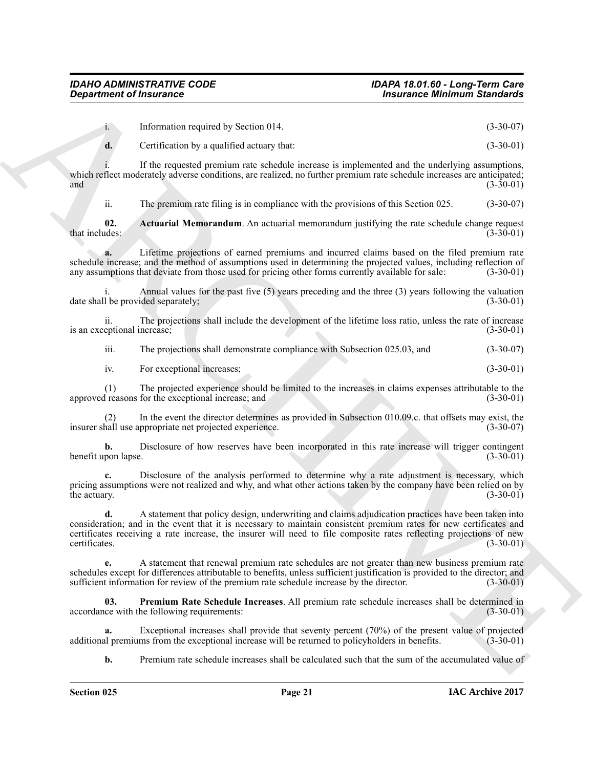i. Information required by Section 014. (3-30-07)

**d.** Certification by a qualified actuary that: (3-30-01)

i. If the requested premium rate schedule increase is implemented and the underlying assumptions, which reflect moderately adverse conditions, are realized, no further premium rate schedule increases are anticipated; and (3-30-01)

ii. The premium rate filing is in compliance with the provisions of this Section 025. (3-30-07)

**02. Actuarial Memorandum**. An actuarial memorandum justifying the rate schedule change request that includes: (3-30-01)

**a.** Lifetime projections of earned premiums and incurred claims based on the filed premium rate schedule increase; and the method of assumptions used in determining the projected values, including reflection of any assumptions that deviate from those used for pricing other forms currently available for sale: (3-30-01)

i. Annual values for the past five (5) years preceding and the three (3) years following the valuation date shall be provided separately; (3-30-01)

ii. The projections shall include the development of the lifetime loss ratio, unless the rate of increase is an exceptional increase; (3-30-01)

iii. The projections shall demonstrate compliance with Subsection 025.03, and (3-30-07)

iv. For exceptional increases; (3-30-01)

(1) The projected experience should be limited to the increases in claims expenses attributable to the approved reasons for the exceptional increase; and (3-30-01)

(2) In the event the director determines as provided in Subsection 010.09.c. that offsets may exist, the insurer shall use appropriate net projected experience. (3-30-07)

**b.** Disclosure of how reserves have been incorporated in this rate increase will trigger contingent benefit upon lapse. (3-30-01)

**c.** Disclosure of the analysis performed to determine why a rate adjustment is necessary, which pricing assumptions were not realized and why, and what other actions taken by the company have been relied on by the actuary. (3-30-01)

**d.** A statement that policy design, underwriting and claims adjudication practices have been taken into consideration; and in the event that it is necessary to maintain consistent premium rates for new certificates and certificates receiving a rate increase, the insurer will need to file composite rates reflecting projections of new certificates. (3-30-01)

**e.** A statement that renewal premium rate schedules are not greater than new business premium rate schedules except for differences attributable to benefits, unless sufficient justification is provided to the director; and sufficient information for review of the premium rate schedule increase by the director. (3-30-01)

**03. Premium Rate Schedule Increases**. All premium rate schedule increases shall be determined in accordance with the following requirements: (3-30-01)

**a.** Exceptional increases shall provide that seventy percent (70%) of the present value of projected additional premiums from the exceptional increase will be returned to policyholders in benefits. (3-30-01)

**b.** Premium rate schedule increases shall be calculated such that the sum of the accumulated value of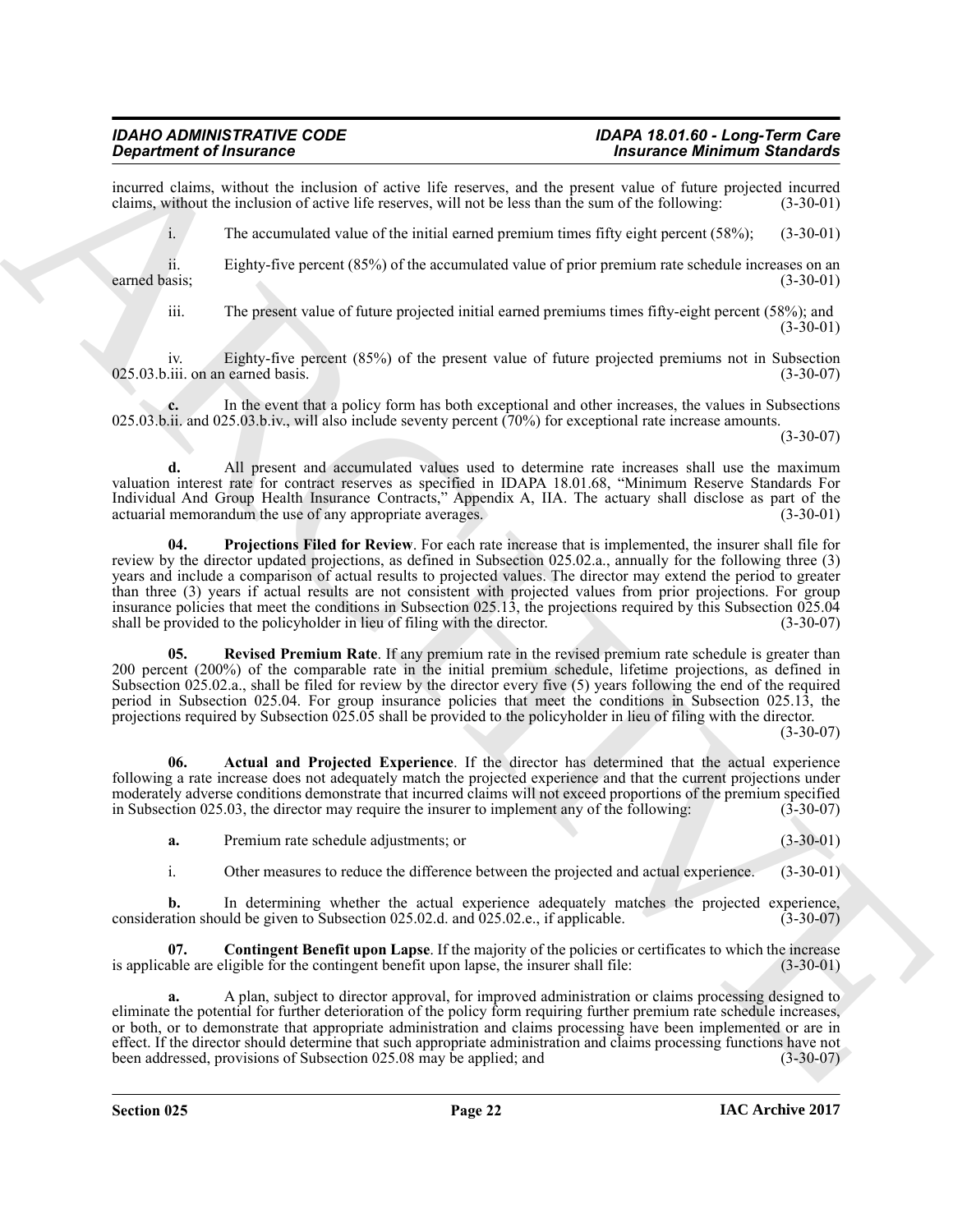incurred claims, without the inclusion of active life reserves, and the present value of future projected incurred claims, without the inclusion of active life reserves, will not be less than the sum of the following: (3-30-01)

i. The accumulated value of the initial earned premium times fifty eight percent (58%); (3-30-01)

ii. Eighty-five percent (85%) of the accumulated value of prior premium rate schedule increases on an earned basis; (3-30-01)

iii. The present value of future projected initial earned premiums times fifty-eight percent (58%); and (3-30-01)

iv. Eighty-five percent (85%) of the present value of future projected premiums not in Subsection 025.03.b.iii. on an earned basis. (3-30-07)

**c.** In the event that a policy form has both exceptional and other increases, the values in Subsections 025.03.b.ii. and 025.03.b.iv., will also include seventy percent (70%) for exceptional rate increase amounts. (3-30-07)

**d.** All present and accumulated values used to determine rate increases shall use the maximum valuation interest rate for contract reserves as specified in IDAPA 18.01.68, "Minimum Reserve Standards For Individual And Group Health Insurance Contracts," Appendix A, IIA. The actuary shall disclose as part of the actuarial memorandum the use of any appropriate averages. (3-30-01)

**04. Projections Filed for Review**. For each rate increase that is implemented, the insurer shall file for review by the director updated projections, as defined in Subsection 025.02.a., annually for the following three (3) years and include a comparison of actual results to projected values. The director may extend the period to greater than three (3) years if actual results are not consistent with projected values from prior projections. For group insurance policies that meet the conditions in Subsection 025.13, the projections required by this Subsection 025.04 shall be provided to the policyholder in lieu of filing with the director. (3-30-07)

**05. Revised Premium Rate**. If any premium rate in the revised premium rate schedule is greater than 200 percent (200%) of the comparable rate in the initial premium schedule, lifetime projections, as defined in Subsection 025.02.a., shall be filed for review by the director every five (5) years following the end of the required period in Subsection 025.04. For group insurance policies that meet the conditions in Subsection 025.13, the projections required by Subsection 025.05 shall be provided to the policyholder in lieu of filing with the director. (3-30-07)

**06. Actual and Projected Experience**. If the director has determined that the actual experience following a rate increase does not adequately match the projected experience and that the current projections under moderately adverse conditions demonstrate that incurred claims will not exceed proportions of the premium specified in Subsection 025.03, the director may require the insurer to implement any of the following: (3-30-07)

**a.** Premium rate schedule adjustments; or (3-30-01)

i. Other measures to reduce the difference between the projected and actual experience. (3-30-01)

**b.** In determining whether the actual experience adequately matches the projected experience, consideration should be given to Subsection 025.02.d. and 025.02.e., if applicable. (3-30-07)

**07. Contingent Benefit upon Lapse**. If the majority of the policies or certificates to which the increase is applicable are eligible for the contingent benefit upon lapse, the insurer shall file: (3-30-01)

**a.** A plan, subject to director approval, for improved administration or claims processing designed to eliminate the potential for further deterioration of the policy form requiring further premium rate schedule increases, or both, or to demonstrate that appropriate administration and claims processing have been implemented or are in effect. If the director should determine that such appropriate administration and claims processing functions have not been addressed, provisions of Subsection 025.08 may be applied; and (3-30-07)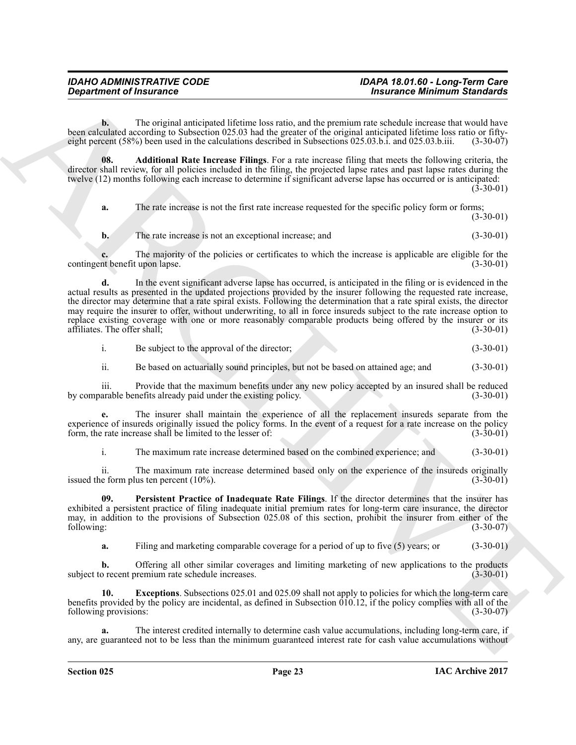**b.** The original anticipated lifetime loss ratio, and the premium rate schedule increase that would have been calculated according to Subsection 025.03 had the greater of the original anticipated lifetime loss ratio or fifty-eight percent (58%) been used in the calculations described in Subsections 025.03.b.i. and 025.03.b.iii. (3-30-07)

**08. Additional Rate Increase Filings**. For a rate increase filing that meets the following criteria, the director shall review, for all policies included in the filing, the projected lapse rates and past lapse rates during the twelve (12) months following each increase to determine if significant adverse lapse has occurred or is anticipated: (3-30-01)

**a.** The rate increase is not the first rate increase requested for the specific policy form or forms; (3-30-01)

**b.** The rate increase is not an exceptional increase; and (3-30-01)

**c.** The majority of the policies or certificates to which the increase is applicable are eligible for the contingent benefit upon lapse. (3-30-01)

**d.** In the event significant adverse lapse has occurred, is anticipated in the filing or is evidenced in the actual results as presented in the updated projections provided by the insurer following the requested rate increase, the director may determine that a rate spiral exists. Following the determination that a rate spiral exists, the director may require the insurer to offer, without underwriting, to all in force insureds subject to the rate increase option to replace existing coverage with one or more reasonably comparable products being offered by the insurer or its affiliates. The offer shall; (3-30-01)

i. Be subject to the approval of the director; (3-30-01)

ii. Be based on actuarially sound principles, but not be based on attained age; and (3-30-01)

iii. Provide that the maximum benefits under any new policy accepted by an insured shall be reduced by comparable benefits already paid under the existing policy. (3-30-01)

**e.** The insurer shall maintain the experience of all the replacement insureds separate from the experience of insureds originally issued the policy forms. In the event of a request for a rate increase on the policy form, the rate increase shall be limited to the lesser of: (3-30-01)

i. The maximum rate increase determined based on the combined experience; and (3-30-01)

ii. The maximum rate increase determined based only on the experience of the insureds originally issued the form plus ten percent (10%). (3-30-01)

**09. Persistent Practice of Inadequate Rate Filings**. If the director determines that the insurer has exhibited a persistent practice of filing inadequate initial premium rates for long-term care insurance, the director may, in addition to the provisions of Subsection 025.08 of this section, prohibit the insurer from either of the following: (3-30-07)

**a.** Filing and marketing comparable coverage for a period of up to five (5) years; or (3-30-01)

**b.** Offering all other similar coverages and limiting marketing of new applications to the products subject to recent premium rate schedule increases. (3-30-01)

**10. Exceptions**. Subsections 025.01 and 025.09 shall not apply to policies for which the long-term care benefits provided by the policy are incidental, as defined in Subsection 010.12, if the policy complies with all of the following provisions: (3-30-07)

**a.** The interest credited internally to determine cash value accumulations, including long-term care, if any, are guaranteed not to be less than the minimum guaranteed interest rate for cash value accumulations without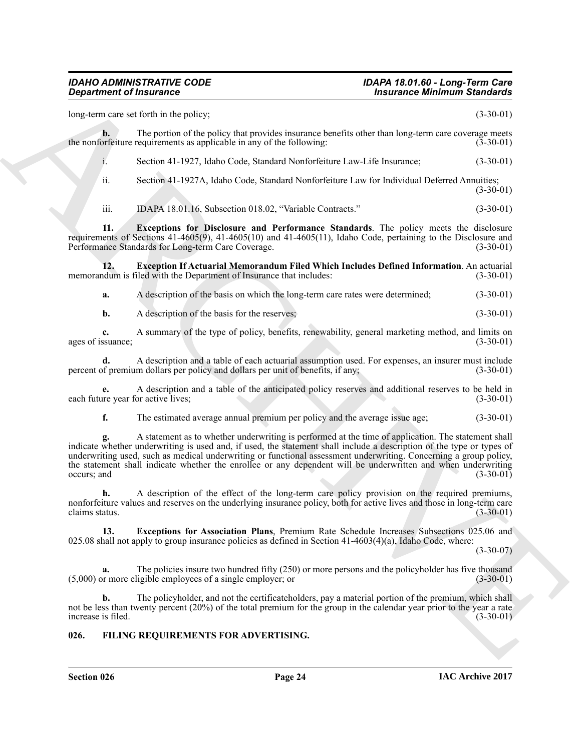long-term care set forth in the policy; (3-30-01)

**b.** The portion of the policy that provides insurance benefits other than long-term care coverage meets the nonforfeiture requirements as applicable in any of the following: (3-30-01)

i. Section 41-1927, Idaho Code, Standard Nonforfeiture Law-Life Insurance; (3-30-01)

ii. Section 41-1927A, Idaho Code, Standard Nonforfeiture Law for Individual Deferred Annuities; (3-30-01)

iii. IDAPA 18.01.16, Subsection 018.02, "Variable Contracts." (3-30-01)

**11. Exceptions for Disclosure and Performance Standards**. The policy meets the disclosure requirements of Sections 41-4605(9), 41-4605(10) and 41-4605(11), Idaho Code, pertaining to the Disclosure and Performance Standards for Long-term Care Coverage. (3-30-01)

**12. Exception If Actuarial Memorandum Filed Which Includes Defined Information**. An actuarial memorandum is filed with the Department of Insurance that includes: (3-30-01)

**a.** A description of the basis on which the long-term care rates were determined; (3-30-01)

**b.** A description of the basis for the reserves; (3-30-01)

**c.** A summary of the type of policy, benefits, renewability, general marketing method, and limits on ages of issuance; (3-30-01)

**d.** A description and a table of each actuarial assumption used. For expenses, an insurer must include percent of premium dollars per policy and dollars per unit of benefits, if any; (3-30-01)

**e.** A description and a table of the anticipated policy reserves and additional reserves to be held in each future year for active lives; (3-30-01)

**f.** The estimated average annual premium per policy and the average issue age; (3-30-01)

**g.** A statement as to whether underwriting is performed at the time of application. The statement shall indicate whether underwriting is used and, if used, the statement shall include a description of the type or types of underwriting used, such as medical underwriting or functional assessment underwriting. Concerning a group policy, the statement shall indicate whether the enrollee or any dependent will be underwritten and when underwriting occurs; and (3-30-01)

**h.** A description of the effect of the long-term care policy provision on the required premiums, nonforfeiture values and reserves on the underlying insurance policy, both for active lives and those in long-term care claims status. (3-30-01)

**13. Exceptions for Association Plans**, Premium Rate Schedule Increases Subsections 025.06 and 025.08 shall not apply to group insurance policies as defined in Section 41-4603(4)(a), Idaho Code, where: (3-30-07)

**a.** The policies insure two hundred fifty (250) or more persons and the policyholder has five thousand (5,000) or more eligible employees of a single employer; or (3-30-01)

**b.** The policyholder, and not the certificateholders, pay a material portion of the premium, which shall not be less than twenty percent (20%) of the total premium for the group in the calendar year prior to the year a rate increase is filed. (3-30-01)

## 026. FILING REQUIREMENTS FOR ADVERTISING.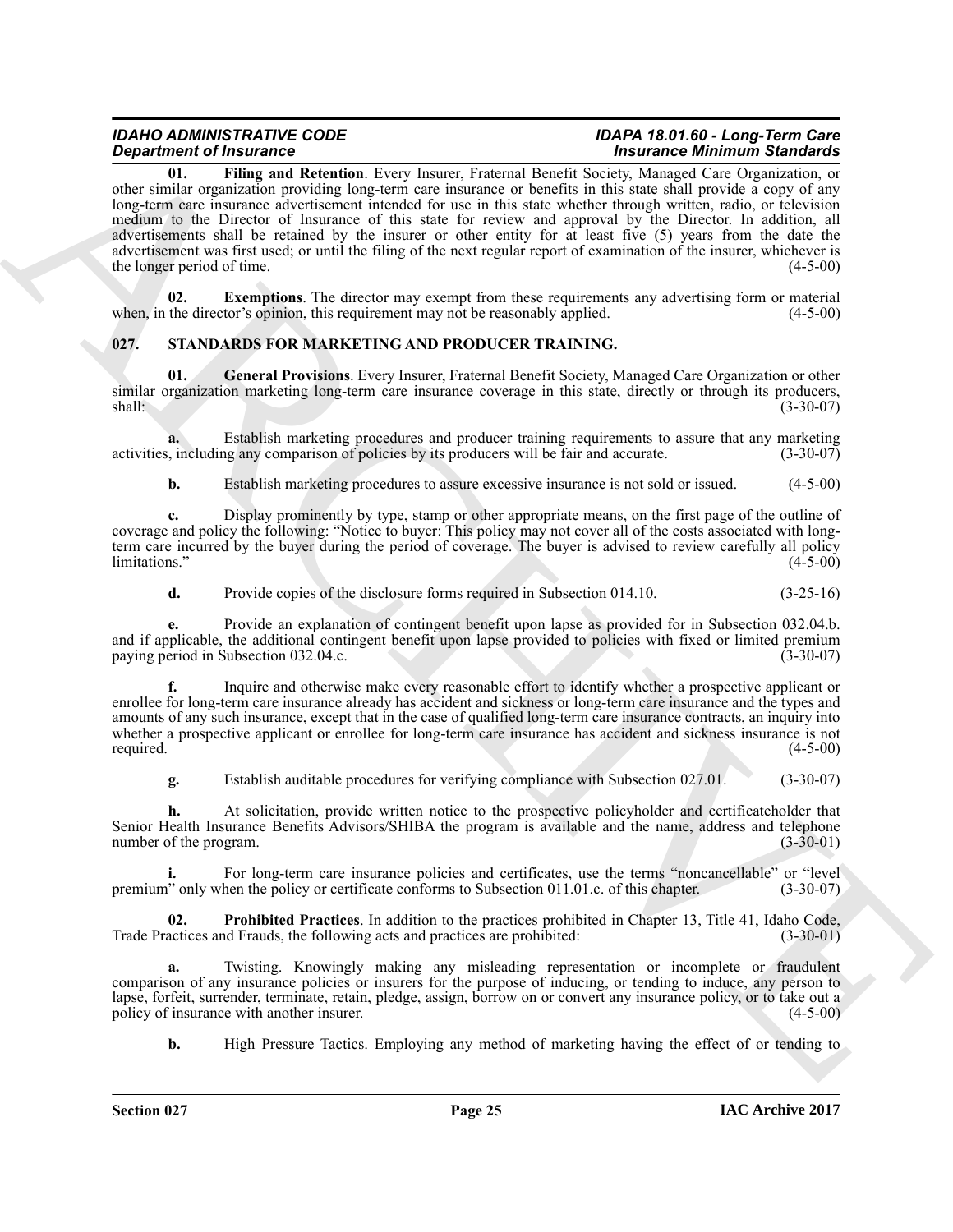**01. Filing and Retention**. Every Insurer, Fraternal Benefit Society, Managed Care Organization, or other similar organization providing long-term care insurance or benefits in this state shall provide a copy of any long-term care insurance advertisement intended for use in this state whether through written, radio, or television medium to the Director of Insurance of this state for review and approval by the Director. In addition, all advertisements shall be retained by the insurer or other entity for at least five (5) years from the date the advertisement was first used; or until the filing of the next regular report of examination of the insurer, whichever is the longer period of time. (4-5-00)

**02. Exemptions**. The director may exempt from these requirements any advertising form or material when, in the director's opinion, this requirement may not be reasonably applied. (4-5-00)

## 027. STANDARDS FOR MARKETING AND PRODUCER TRAINING.

**01. General Provisions**. Every Insurer, Fraternal Benefit Society, Managed Care Organization or other similar organization marketing long-term care insurance coverage in this state, directly or through its producers, shall: (3-30-07)

**a.** Establish marketing procedures and producer training requirements to assure that any marketing activities, including any comparison of policies by its producers will be fair and accurate. (3-30-07)

**b.** Establish marketing procedures to assure excessive insurance is not sold or issued. (4-5-00)

**c.** Display prominently by type, stamp or other appropriate means, on the first page of the outline of coverage and policy the following: "Notice to buyer: This policy may not cover all of the costs associated with long-term care incurred by the buyer during the period of coverage. The buyer is advised to review carefully all policy limitations." (4-5-00)

**d.** Provide copies of the disclosure forms required in Subsection 014.10. (3-25-16)

**e.** Provide an explanation of contingent benefit upon lapse as provided for in Subsection 032.04.b. and if applicable, the additional contingent benefit upon lapse provided to policies with fixed or limited premium paying period in Subsection 032.04.c. (3-30-07)

**f.** Inquire and otherwise make every reasonable effort to identify whether a prospective applicant or enrollee for long-term care insurance already has accident and sickness or long-term care insurance and the types and amounts of any such insurance, except that in the case of qualified long-term care insurance contracts, an inquiry into whether a prospective applicant or enrollee for long-term care insurance has accident and sickness insurance is not required. (4-5-00)

**g.** Establish auditable procedures for verifying compliance with Subsection 027.01. (3-30-07)

**h.** At solicitation, provide written notice to the prospective policyholder and certificateholder that Senior Health Insurance Benefits Advisors/SHIBA the program is available and the name, address and telephone number of the program. (3-30-01)

**i.** For long-term care insurance policies and certificates, use the terms "noncancellable" or "level premium" only when the policy or certificate conforms to Subsection 011.01.c. of this chapter. (3-30-07)

**02. Prohibited Practices**. In addition to the practices prohibited in Chapter 13, Title 41, Idaho Code, Trade Practices and Frauds, the following acts and practices are prohibited: (3-30-01)

**a.** Twisting. Knowingly making any misleading representation or incomplete or fraudulent comparison of any insurance policies or insurers for the purpose of inducing, or tending to induce, any person to lapse, forfeit, surrender, terminate, retain, pledge, assign, borrow on or convert any insurance policy, or to take out a policy of insurance with another insurer. (4-5-00)

**b.** High Pressure Tactics. Employing any method of marketing having the effect of or tending to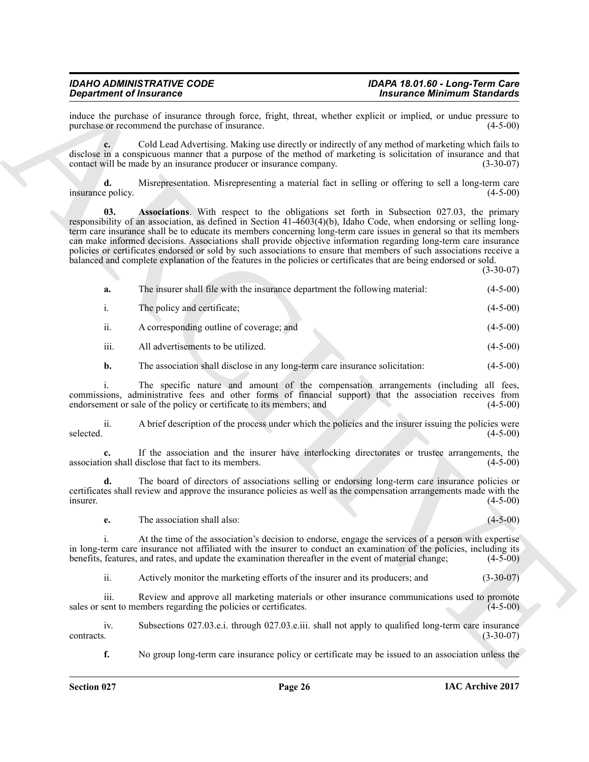induce the purchase of insurance through force, fright, threat, whether explicit or implied, or undue pressure to purchase or recommend the purchase of insurance. (4-5-00)

**c.** Cold Lead Advertising. Making use directly or indirectly of any method of marketing which fails to disclose in a conspicuous manner that a purpose of the method of marketing is solicitation of insurance and that contact will be made by an insurance producer or insurance company. (3-30-07)

**d.** Misrepresentation. Misrepresenting a material fact in selling or offering to sell a long-term care insurance policy. (4-5-00)

**03. Associations**. With respect to the obligations set forth in Subsection 027.03, the primary responsibility of an association, as defined in Section 41-4603(4)(b), Idaho Code, when endorsing or selling long-term care insurance shall be to educate its members concerning long-term care issues in general so that its members can make informed decisions. Associations shall provide objective information regarding long-term care insurance policies or certificates endorsed or sold by such associations to ensure that members of such associations receive a balanced and complete explanation of the features in the policies or certificates that are being endorsed or sold. (3-30-07)

**a.** The insurer shall file with the insurance department the following material: (4-5-00)

i. The policy and certificate; (4-5-00)

ii. A corresponding outline of coverage; and (4-5-00)

iii. All advertisements to be utilized. (4-5-00)

**b.** The association shall disclose in any long-term care insurance solicitation: (4-5-00)

i. The specific nature and amount of the compensation arrangements (including all fees, commissions, administrative fees and other forms of financial support) that the association receives from endorsement or sale of the policy or certificate to its members; and (4-5-00)

ii. A brief description of the process under which the policies and the insurer issuing the policies were selected. (4-5-00)

**c.** If the association and the insurer have interlocking directorates or trustee arrangements, the association shall disclose that fact to its members. (4-5-00)

**d.** The board of directors of associations selling or endorsing long-term care insurance policies or certificates shall review and approve the insurance policies as well as the compensation arrangements made with the insurer. (4-5-00)

**e.** The association shall also: (4-5-00)

i. At the time of the association's decision to endorse, engage the services of a person with expertise in long-term care insurance not affiliated with the insurer to conduct an examination of the policies, including its benefits, features, and rates, and update the examination thereafter in the event of material change; (4-5-00)

ii. Actively monitor the marketing efforts of the insurer and its producers; and (3-30-07)

iii. Review and approve all marketing materials or other insurance communications used to promote sales or sent to members regarding the policies or certificates. (4-5-00)

iv. Subsections 027.03.e.i. through 027.03.e.iii. shall not apply to qualified long-term care insurance contracts. (3-30-07)

**f.** No group long-term care insurance policy or certificate may be issued to an association unless the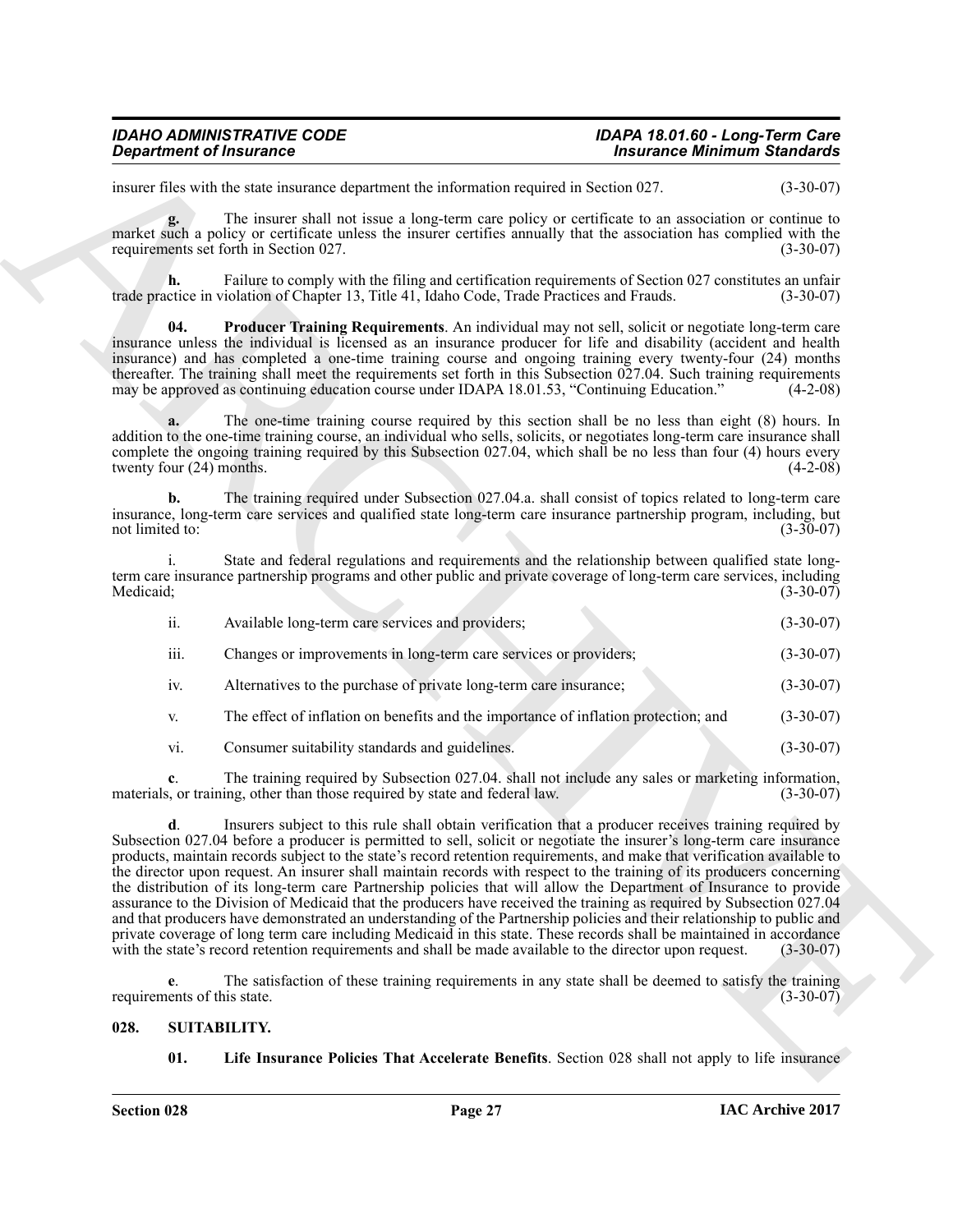insurer files with the state insurance department the information required in Section 027. (3-30-07)

**g.** The insurer shall not issue a long-term care policy or certificate to an association or continue to market such a policy or certificate unless the insurer certifies annually that the association has complied with the requirements set forth in Section 027. (3-30-07)

**h.** Failure to comply with the filing and certification requirements of Section 027 constitutes an unfair trade practice in violation of Chapter 13, Title 41, Idaho Code, Trade Practices and Frauds. (3-30-07)

**04. Producer Training Requirements**. An individual may not sell, solicit or negotiate long-term care insurance unless the individual is licensed as an insurance producer for life and disability (accident and health insurance) and has completed a one-time training course and ongoing training every twenty-four (24) months thereafter. The training shall meet the requirements set forth in this Subsection 027.04. Such training requirements may be approved as continuing education course under IDAPA 18.01.53, "Continuing Education." (4-2-08)

**a.** The one-time training course required by this section shall be no less than eight (8) hours. In addition to the one-time training course, an individual who sells, solicits, or negotiates long-term care insurance shall complete the ongoing training required by this Subsection 027.04, which shall be no less than four (4) hours every twenty four (24) months. (4-2-08)

**b.** The training required under Subsection 027.04.a. shall consist of topics related to long-term care insurance, long-term care services and qualified state long-term care insurance partnership program, including, but not limited to: (3-30-07)

i. State and federal regulations and requirements and the relationship between qualified state long-term care insurance partnership programs and other public and private coverage of long-term care services, including Medicaid; (3-30-07)

ii. Available long-term care services and providers; (3-30-07)

iii. Changes or improvements in long-term care services or providers; (3-30-07)

iv. Alternatives to the purchase of private long-term care insurance; (3-30-07)

v. The effect of inflation on benefits and the importance of inflation protection; and (3-30-07)

vi. Consumer suitability standards and guidelines. (3-30-07)

**c**. The training required by Subsection 027.04. shall not include any sales or marketing information, materials, or training, other than those required by state and federal law. (3-30-07)

**d**. Insurers subject to this rule shall obtain verification that a producer receives training required by Subsection 027.04 before a producer is permitted to sell, solicit or negotiate the insurer's long-term care insurance products, maintain records subject to the state's record retention requirements, and make that verification available to the director upon request. An insurer shall maintain records with respect to the training of its producers concerning the distribution of its long-term care Partnership policies that will allow the Department of Insurance to provide assurance to the Division of Medicaid that the producers have received the training as required by Subsection 027.04 and that producers have demonstrated an understanding of the Partnership policies and their relationship to public and private coverage of long term care including Medicaid in this state. These records shall be maintained in accordance with the state's record retention requirements and shall be made available to the director upon request. (3-30-07)

**e**. The satisfaction of these training requirements in any state shall be deemed to satisfy the training requirements of this state. (3-30-07)

## 028. SUITABILITY.

**01. Life Insurance Policies That Accelerate Benefits**. Section 028 shall not apply to life insurance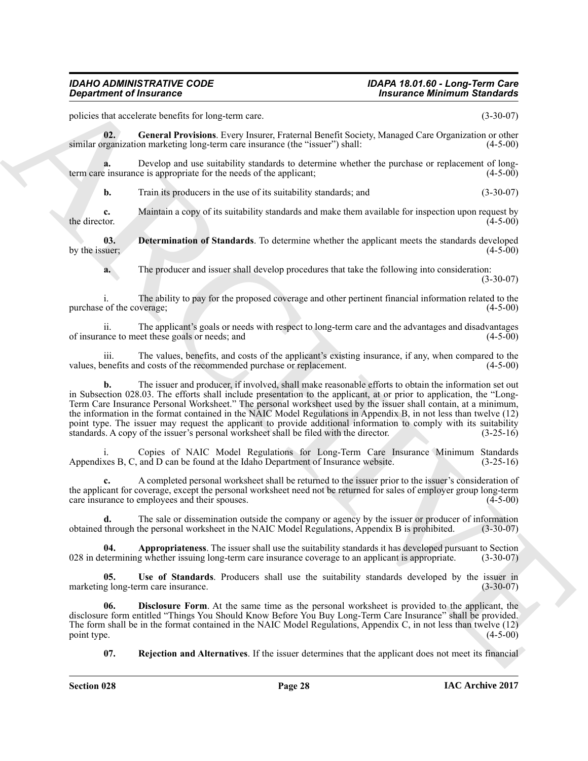policies that accelerate benefits for long-term care. (3-30-07)

**02. General Provisions**. Every Insurer, Fraternal Benefit Society, Managed Care Organization or other similar organization marketing long-term care insurance (the "issuer") shall: (4-5-00)

**a.** Develop and use suitability standards to determine whether the purchase or replacement of long-term care insurance is appropriate for the needs of the applicant; (4-5-00)

**b.** Train its producers in the use of its suitability standards; and (3-30-07)

**c.** Maintain a copy of its suitability standards and make them available for inspection upon request by the director. (4-5-00)

**03. Determination of Standards**. To determine whether the applicant meets the standards developed by the issuer; (4-5-00)

**a.** The producer and issuer shall develop procedures that take the following into consideration: (3-30-07)

i. The ability to pay for the proposed coverage and other pertinent financial information related to the purchase of the coverage; (4-5-00)

ii. The applicant's goals or needs with respect to long-term care and the advantages and disadvantages of insurance to meet these goals or needs; and (4-5-00)

iii. The values, benefits, and costs of the applicant's existing insurance, if any, when compared to the values, benefits and costs of the recommended purchase or replacement. (4-5-00)

**b.** The issuer and producer, if involved, shall make reasonable efforts to obtain the information set out in Subsection 028.03. The efforts shall include presentation to the applicant, at or prior to application, the "Long-Term Care Insurance Personal Worksheet." The personal worksheet used by the issuer shall contain, at a minimum, the information in the format contained in the NAIC Model Regulations in Appendix B, in not less than twelve (12) point type. The issuer may request the applicant to provide additional information to comply with its suitability standards. A copy of the issuer's personal worksheet shall be filed with the director. (3-25-16)

i. Copies of NAIC Model Regulations for Long-Term Care Insurance Minimum Standards Appendixes B, C, and D can be found at the Idaho Department of Insurance website. (3-25-16)

**c.** A completed personal worksheet shall be returned to the issuer prior to the issuer's consideration of the applicant for coverage, except the personal worksheet need not be returned for sales of employer group long-term care insurance to employees and their spouses. (4-5-00)

**d.** The sale or dissemination outside the company or agency by the issuer or producer of information obtained through the personal worksheet in the NAIC Model Regulations, Appendix B is prohibited. (3-30-07)

**04. Appropriateness**. The issuer shall use the suitability standards it has developed pursuant to Section 028 in determining whether issuing long-term care insurance coverage to an applicant is appropriate. (3-30-07)

**05. Use of Standards**. Producers shall use the suitability standards developed by the issuer in marketing long-term care insurance. (3-30-07)

**06. Disclosure Form**. At the same time as the personal worksheet is provided to the applicant, the disclosure form entitled "Things You Should Know Before You Buy Long-Term Care Insurance" shall be provided. The form shall be in the format contained in the NAIC Model Regulations, Appendix C, in not less than twelve (12) point type. (4-5-00)

**07. Rejection and Alternatives**. If the issuer determines that the applicant does not meet its financial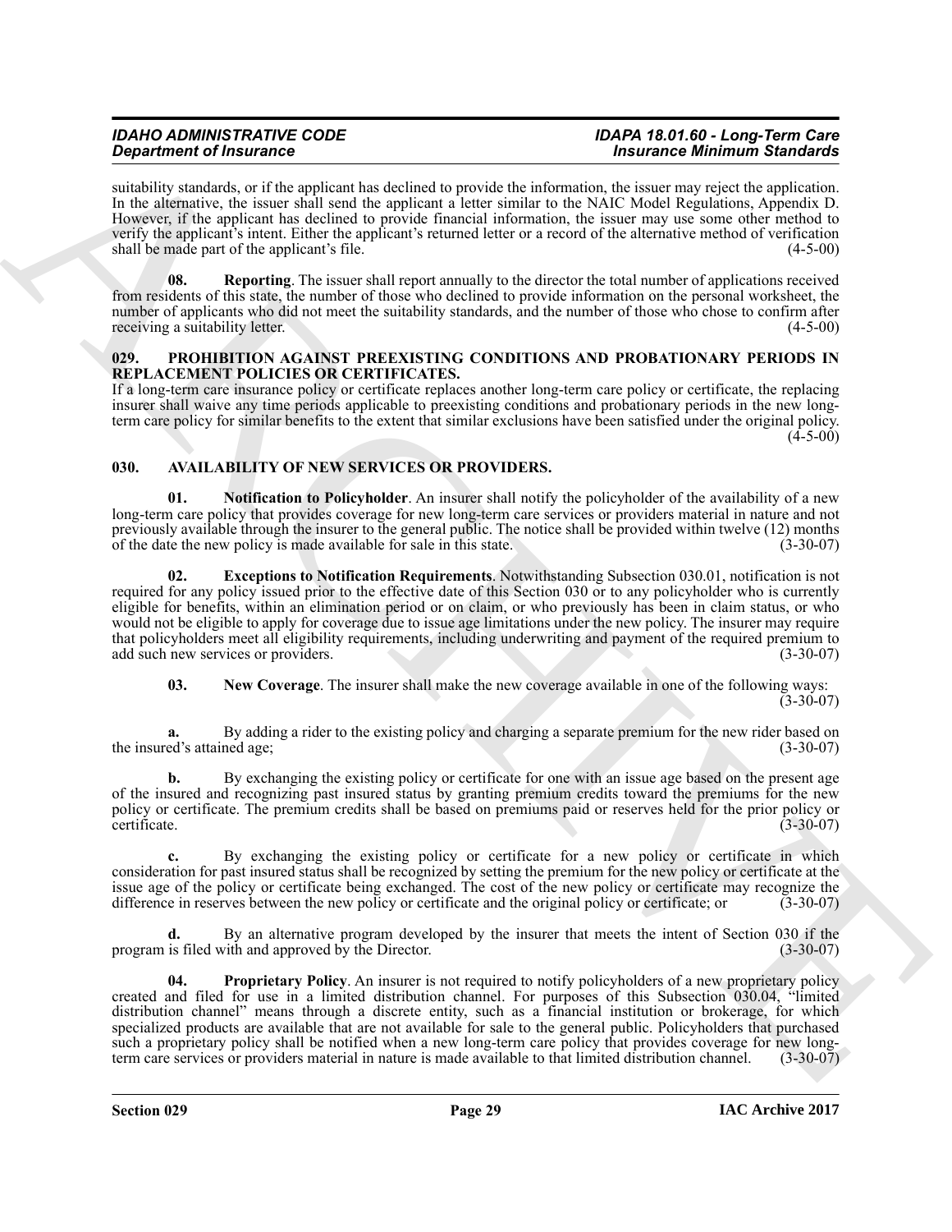suitability standards, or if the applicant has declined to provide the information, the issuer may reject the application. In the alternative, the issuer shall send the applicant a letter similar to the NAIC Model Regulations, Appendix D. However, if the applicant has declined to provide financial information, the issuer may use some other method to verify the applicant's intent. Either the applicant's returned letter or a record of the alternative method of verification shall be made part of the applicant's file. (4-5-00)

**08. Reporting**. The issuer shall report annually to the director the total number of applications received from residents of this state, the number of those who declined to provide information on the personal worksheet, the number of applicants who did not meet the suitability standards, and the number of those who chose to confirm after receiving a suitability letter. (4-5-00)

### 029. PROHIBITION AGAINST PREEXISTING CONDITIONS AND PROBATIONARY PERIODS IN REPLACEMENT POLICIES OR CERTIFICATES.

If a long-term care insurance policy or certificate replaces another long-term care policy or certificate, the replacing insurer shall waive any time periods applicable to preexisting conditions and probationary periods in the new long-term care policy for similar benefits to the extent that similar exclusions have been satisfied under the original policy. (4-5-00)

### 030. AVAILABILITY OF NEW SERVICES OR PROVIDERS.

**01. Notification to Policyholder**. An insurer shall notify the policyholder of the availability of a new long-term care policy that provides coverage for new long-term care services or providers material in nature and not previously available through the insurer to the general public. The notice shall be provided within twelve (12) months of the date the new policy is made available for sale in this state. (3-30-07)

**02. Exceptions to Notification Requirements**. Notwithstanding Subsection 030.01, notification is not required for any policy issued prior to the effective date of this Section 030 or to any policyholder who is currently eligible for benefits, within an elimination period or on claim, or who previously has been in claim status, or who would not be eligible to apply for coverage due to issue age limitations under the new policy. The insurer may require that policyholders meet all eligibility requirements, including underwriting and payment of the required premium to add such new services or providers. (3-30-07)

**03. New Coverage**. The insurer shall make the new coverage available in one of the following ways: (3-30-07)

**a.** By adding a rider to the existing policy and charging a separate premium for the new rider based on the insured's attained age; (3-30-07)

**b.** By exchanging the existing policy or certificate for one with an issue age based on the present age of the insured and recognizing past insured status by granting premium credits toward the premiums for the new policy or certificate. The premium credits shall be based on premiums paid or reserves held for the prior policy or certificate. (3-30-07)

**c.** By exchanging the existing policy or certificate for a new policy or certificate in which consideration for past insured status shall be recognized by setting the premium for the new policy or certificate at the issue age of the policy or certificate being exchanged. The cost of the new policy or certificate may recognize the difference in reserves between the new policy or certificate and the original policy or certificate; or (3-30-07)

**d.** By an alternative program developed by the insurer that meets the intent of Section 030 if the program is filed with and approved by the Director. (3-30-07)

**04. Proprietary Policy**. An insurer is not required to notify policyholders of a new proprietary policy created and filed for use in a limited distribution channel. For purposes of this Subsection 030.04, "limited distribution channel" means through a discrete entity, such as a financial institution or brokerage, for which specialized products are available that are not available for sale to the general public. Policyholders that purchased such a proprietary policy shall be notified when a new long-term care policy that provides coverage for new long-term care services or providers material in nature is made available to that limited distribution channel. (3-30-07)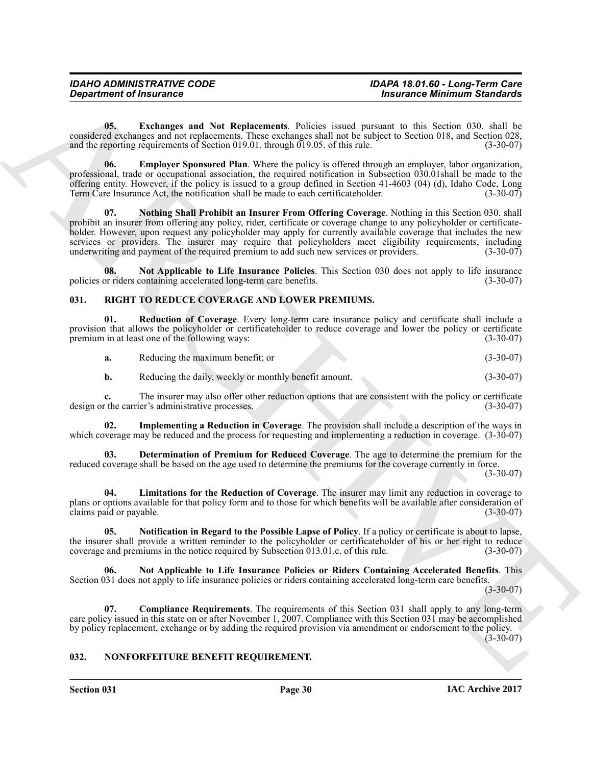**05. Exchanges and Not Replacements**. Policies issued pursuant to this Section 030. shall be considered exchanges and not replacements. These exchanges shall not be subject to Section 018, and Section 028, and the reporting requirements of Section 019.01. through 019.05. of this rule. (3-30-07)

**06. Employer Sponsored Plan**. Where the policy is offered through an employer, labor organization, professional, trade or occupational association, the required notification in Subsection 030.01shall be made to the offering entity. However, if the policy is issued to a group defined in Section 41-4603 (04) (d), Idaho Code, Long Term Care Insurance Act, the notification shall be made to each certificateholder. (3-30-07)

**07. Nothing Shall Prohibit an Insurer From Offering Coverage**. Nothing in this Section 030. shall prohibit an insurer from offering any policy, rider, certificate or coverage change to any policyholder or certificate-holder. However, upon request any policyholder may apply for currently available coverage that includes the new services or providers. The insurer may require that policyholders meet eligibility requirements, including underwriting and payment of the required premium to add such new services or providers. (3-30-07)

**08. Not Applicable to Life Insurance Policies**. This Section 030 does not apply to life insurance policies or riders containing accelerated long-term care benefits. (3-30-07)

## 031. RIGHT TO REDUCE COVERAGE AND LOWER PREMIUMS.

**01. Reduction of Coverage**. Every long-term care insurance policy and certificate shall include a provision that allows the policyholder or certificateholder to reduce coverage and lower the policy or certificate premium in at least one of the following ways: (3-30-07)

**a.** Reducing the maximum benefit; or (3-30-07)

**b.** Reducing the daily, weekly or monthly benefit amount. (3-30-07)

**c.** The insurer may also offer other reduction options that are consistent with the policy or certificate design or the carrier's administrative processes. (3-30-07)

**02. Implementing a Reduction in Coverage**. The provision shall include a description of the ways in which coverage may be reduced and the process for requesting and implementing a reduction in coverage. (3-30-07)

**03. Determination of Premium for Reduced Coverage**. The age to determine the premium for the reduced coverage shall be based on the age used to determine the premiums for the coverage currently in force. (3-30-07)

**04. Limitations for the Reduction of Coverage**. The insurer may limit any reduction in coverage to plans or options available for that policy form and to those for which benefits will be available after consideration of claims paid or payable. (3-30-07)

**05. Notification in Regard to the Possible Lapse of Policy**. If a policy or certificate is about to lapse, the insurer shall provide a written reminder to the policyholder or certificateholder of his or her right to reduce coverage and premiums in the notice required by Subsection 013.01.c. of this rule. (3-30-07)

**06. Not Applicable to Life Insurance Policies or Riders Containing Accelerated Benefits**. This Section 031 does not apply to life insurance policies or riders containing accelerated long-term care benefits. (3-30-07)

**07. Compliance Requirements**. The requirements of this Section 031 shall apply to any long-term care policy issued in this state on or after November 1, 2007. Compliance with this Section 031 may be accomplished by policy replacement, exchange or by adding the required provision via amendment or endorsement to the policy. (3-30-07)

## 032. NONFORFEITURE BENEFIT REQUIREMENT.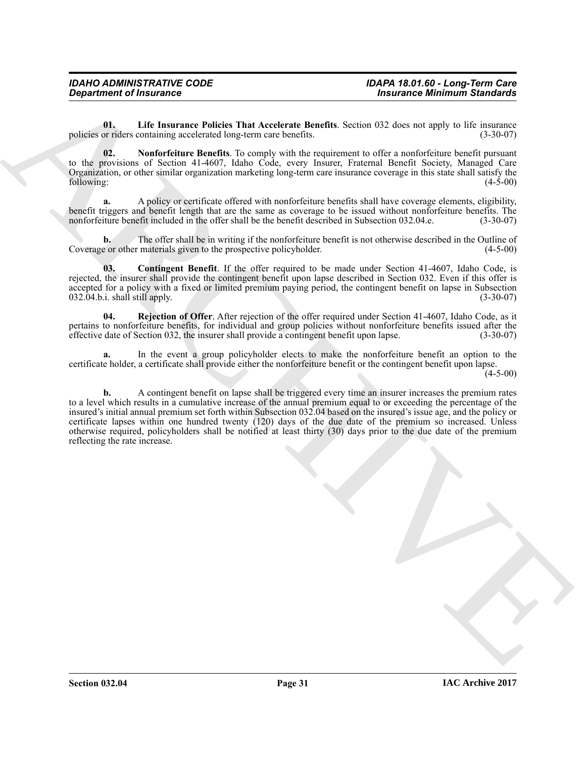**01. Life Insurance Policies That Accelerate Benefits**. Section 032 does not apply to life insurance policies or riders containing accelerated long-term care benefits. (3-30-07)

**02. Nonforfeiture Benefits**. To comply with the requirement to offer a nonforfeiture benefit pursuant to the provisions of Section 41-4607, Idaho Code, every Insurer, Fraternal Benefit Society, Managed Care Organization, or other similar organization marketing long-term care insurance coverage in this state shall satisfy the following: (4-5-00)

**a.** A policy or certificate offered with nonforfeiture benefits shall have coverage elements, eligibility, benefit triggers and benefit length that are the same as coverage to be issued without nonforfeiture benefits. The nonforfeiture benefit included in the offer shall be the benefit described in Subsection 032.04.e. (3-30-07)

**b.** The offer shall be in writing if the nonforfeiture benefit is not otherwise described in the Outline of Coverage or other materials given to the prospective policyholder. (4-5-00)

**03. Contingent Benefit**. If the offer required to be made under Section 41-4607, Idaho Code, is rejected, the insurer shall provide the contingent benefit upon lapse described in Section 032. Even if this offer is accepted for a policy with a fixed or limited premium paying period, the contingent benefit on lapse in Subsection 032.04.b.i. shall still apply. (3-30-07)

**04. Rejection of Offer**. After rejection of the offer required under Section 41-4607, Idaho Code, as it pertains to nonforfeiture benefits, for individual and group policies without nonforfeiture benefits issued after the effective date of Section 032, the insurer shall provide a contingent benefit upon lapse. (3-30-07)

**a.** In the event a group policyholder elects to make the nonforfeiture benefit an option to the certificate holder, a certificate shall provide either the nonforfeiture benefit or the contingent benefit upon lapse. (4-5-00)

**b.** A contingent benefit on lapse shall be triggered every time an insurer increases the premium rates to a level which results in a cumulative increase of the annual premium equal to or exceeding the percentage of the insured's initial annual premium set forth within Subsection 032.04 based on the insured's issue age, and the policy or certificate lapses within one hundred twenty (120) days of the due date of the premium so increased. Unless otherwise required, policyholders shall be notified at least thirty (30) days prior to the due date of the premium reflecting the rate increase.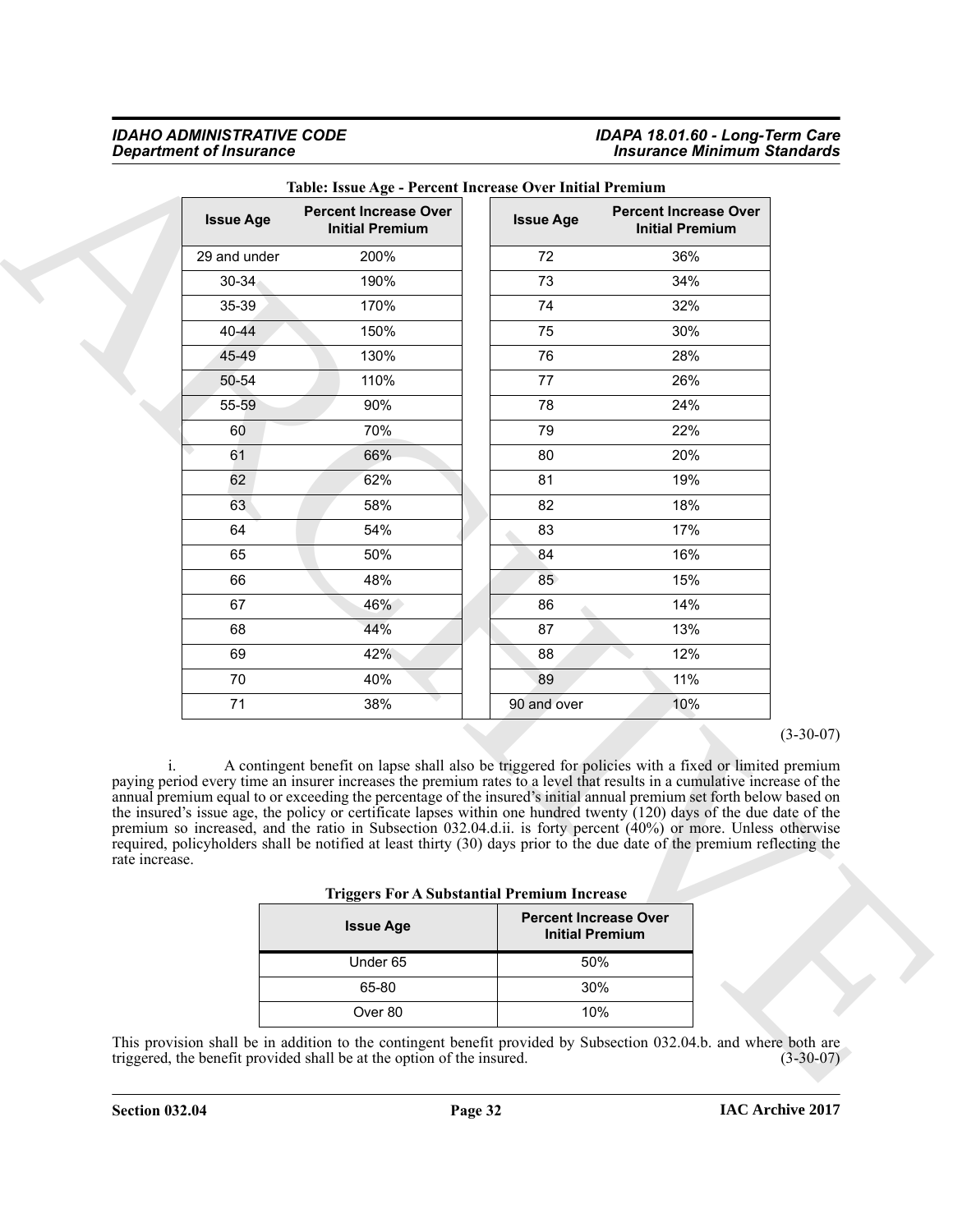**Table: Issue Age - Percent Increase Over Initial Premium**

| Issue Age | Percent Increase Over Initial Premium | Issue Age | Percent Increase Over Initial Premium |
|---|---|---|---|
| 29 and under | 200% | 72 | 36% |
| 30-34 | 190% | 73 | 34% |
| 35-39 | 170% | 74 | 32% |
| 40-44 | 150% | 75 | 30% |
| 45-49 | 130% | 76 | 28% |
| 50-54 | 110% | 77 | 26% |
| 55-59 | 90% | 78 | 24% |
| 60 | 70% | 79 | 22% |
| 61 | 66% | 80 | 20% |
| 62 | 62% | 81 | 19% |
| 63 | 58% | 82 | 18% |
| 64 | 54% | 83 | 17% |
| 65 | 50% | 84 | 16% |
| 66 | 48% | 85 | 15% |
| 67 | 46% | 86 | 14% |
| 68 | 44% | 87 | 13% |
| 69 | 42% | 88 | 12% |
| 70 | 40% | 89 | 11% |
| 71 | 38% | 90 and over | 10% |

(3-30-07)

i. A contingent benefit on lapse shall also be triggered for policies with a fixed or limited premium paying period every time an insurer increases the premium rates to a level that results in a cumulative increase of the annual premium equal to or exceeding the percentage of the insured's initial annual premium set forth below based on the insured's issue age, the policy or certificate lapses within one hundred twenty (120) days of the due date of the premium so increased, and the ratio in Subsection 032.04.d.ii. is forty percent (40%) or more. Unless otherwise required, policyholders shall be notified at least thirty (30) days prior to the due date of the premium reflecting the rate increase.

**Triggers For A Substantial Premium Increase**

| Issue Age | Percent Increase Over Initial Premium |
|---|---|
| Under 65 | 50% |
| 65-80 | 30% |
| Over 80 | 10% |

This provision shall be in addition to the contingent benefit provided by Subsection 032.04.b. and where both are triggered, the benefit provided shall be at the option of the insured. (3-30-07)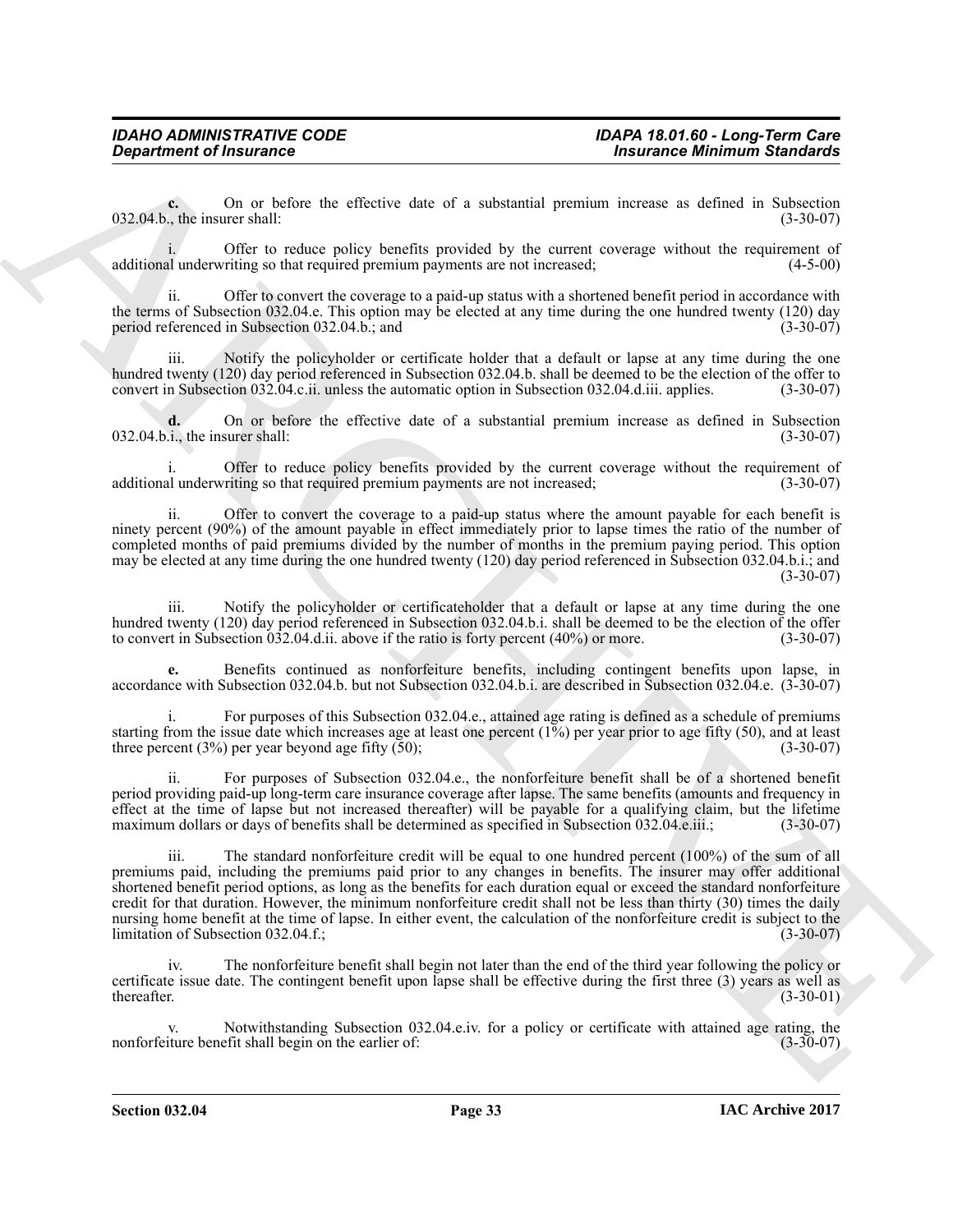**c.** On or before the effective date of a substantial premium increase as defined in Subsection 032.04.b., the insurer shall: (3-30-07)

i. Offer to reduce policy benefits provided by the current coverage without the requirement of additional underwriting so that required premium payments are not increased; (4-5-00)

ii. Offer to convert the coverage to a paid-up status with a shortened benefit period in accordance with the terms of Subsection 032.04.e. This option may be elected at any time during the one hundred twenty (120) day period referenced in Subsection 032.04.b.; and (3-30-07)

iii. Notify the policyholder or certificate holder that a default or lapse at any time during the one hundred twenty (120) day period referenced in Subsection 032.04.b. shall be deemed to be the election of the offer to convert in Subsection 032.04.c.ii. unless the automatic option in Subsection 032.04.d.iii. applies. (3-30-07)

**d.** On or before the effective date of a substantial premium increase as defined in Subsection 032.04.b.i., the insurer shall: (3-30-07)

i. Offer to reduce policy benefits provided by the current coverage without the requirement of additional underwriting so that required premium payments are not increased; (3-30-07)

ii. Offer to convert the coverage to a paid-up status where the amount payable for each benefit is ninety percent (90%) of the amount payable in effect immediately prior to lapse times the ratio of the number of completed months of paid premiums divided by the number of months in the premium paying period. This option may be elected at any time during the one hundred twenty (120) day period referenced in Subsection 032.04.b.i.; and (3-30-07)

iii. Notify the policyholder or certificateholder that a default or lapse at any time during the one hundred twenty (120) day period referenced in Subsection 032.04.b.i. shall be deemed to be the election of the offer to convert in Subsection 032.04.d.ii. above if the ratio is forty percent (40%) or more. (3-30-07)

**e.** Benefits continued as nonforfeiture benefits, including contingent benefits upon lapse, in accordance with Subsection 032.04.b. but not Subsection 032.04.b.i. are described in Subsection 032.04.e. (3-30-07)

i. For purposes of this Subsection 032.04.e., attained age rating is defined as a schedule of premiums starting from the issue date which increases age at least one percent (1%) per year prior to age fifty (50), and at least three percent (3%) per year beyond age fifty (50); (3-30-07)

ii. For purposes of Subsection 032.04.e., the nonforfeiture benefit shall be of a shortened benefit period providing paid-up long-term care insurance coverage after lapse. The same benefits (amounts and frequency in effect at the time of lapse but not increased thereafter) will be payable for a qualifying claim, but the lifetime maximum dollars or days of benefits shall be determined as specified in Subsection 032.04.e.iii.; (3-30-07)

iii. The standard nonforfeiture credit will be equal to one hundred percent (100%) of the sum of all premiums paid, including the premiums paid prior to any changes in benefits. The insurer may offer additional shortened benefit period options, as long as the benefits for each duration equal or exceed the standard nonforfeiture credit for that duration. However, the minimum nonforfeiture credit shall not be less than thirty (30) times the daily nursing home benefit at the time of lapse. In either event, the calculation of the nonforfeiture credit is subject to the limitation of Subsection 032.04.f.; (3-30-07)

iv. The nonforfeiture benefit shall begin not later than the end of the third year following the policy or certificate issue date. The contingent benefit upon lapse shall be effective during the first three (3) years as well as thereafter. (3-30-01)

v. Notwithstanding Subsection 032.04.e.iv. for a policy or certificate with attained age rating, the nonforfeiture benefit shall begin on the earlier of: (3-30-07)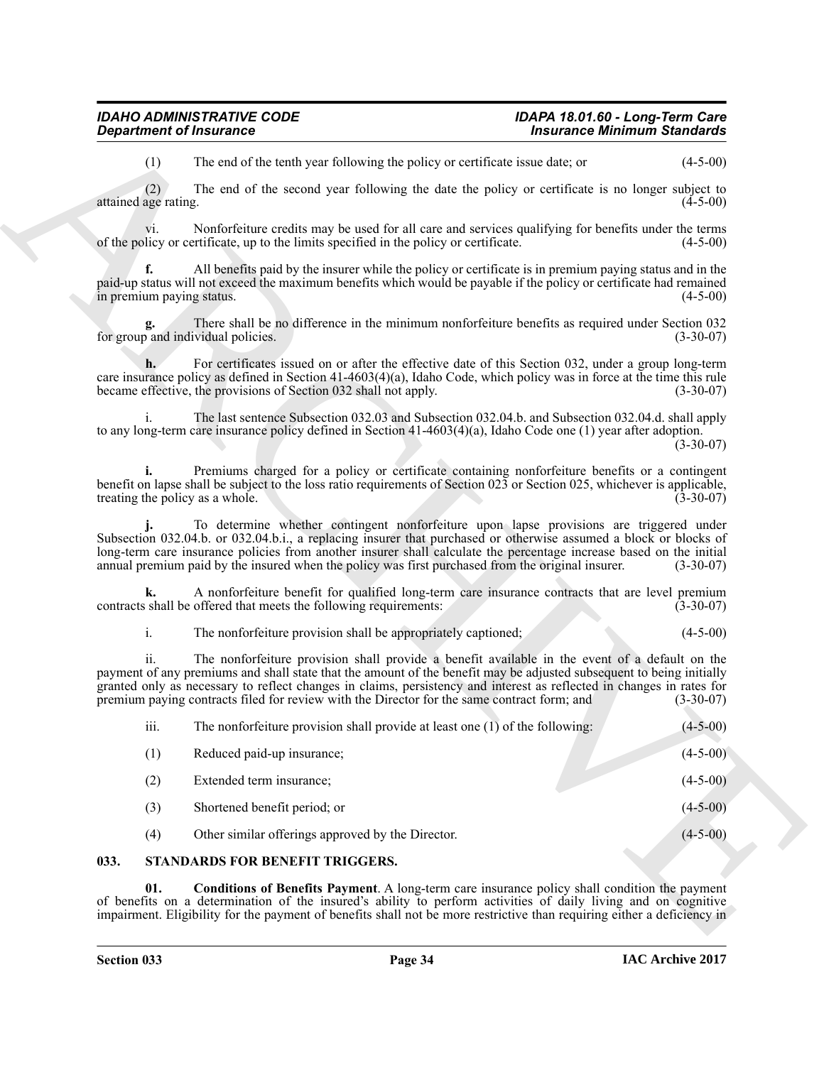(1) The end of the tenth year following the policy or certificate issue date; or (4-5-00)

(2) The end of the second year following the date the policy or certificate is no longer subject to attained age rating. (4-5-00)

vi. Nonforfeiture credits may be used for all care and services qualifying for benefits under the terms of the policy or certificate, up to the limits specified in the policy or certificate. (4-5-00)

**f.** All benefits paid by the insurer while the policy or certificate is in premium paying status and in the paid-up status will not exceed the maximum benefits which would be payable if the policy or certificate had remained in premium paying status. (4-5-00)

**g.** There shall be no difference in the minimum nonforfeiture benefits as required under Section 032 for group and individual policies. (3-30-07)

**h.** For certificates issued on or after the effective date of this Section 032, under a group long-term care insurance policy as defined in Section 41-4603(4)(a), Idaho Code, which policy was in force at the time this rule became effective, the provisions of Section 032 shall not apply. (3-30-07)

i. The last sentence Subsection 032.03 and Subsection 032.04.b. and Subsection 032.04.d. shall apply to any long-term care insurance policy defined in Section 41-4603(4)(a), Idaho Code one (1) year after adoption. (3-30-07)

**i.** Premiums charged for a policy or certificate containing nonforfeiture benefits or a contingent benefit on lapse shall be subject to the loss ratio requirements of Section 023 or Section 025, whichever is applicable, treating the policy as a whole. (3-30-07)

**j.** To determine whether contingent nonforfeiture upon lapse provisions are triggered under Subsection 032.04.b. or 032.04.b.i., a replacing insurer that purchased or otherwise assumed a block or blocks of long-term care insurance policies from another insurer shall calculate the percentage increase based on the initial annual premium paid by the insured when the policy was first purchased from the original insurer. (3-30-07)

**k.** A nonforfeiture benefit for qualified long-term care insurance contracts that are level premium contracts shall be offered that meets the following requirements: (3-30-07)

i. The nonforfeiture provision shall be appropriately captioned; (4-5-00)

ii. The nonforfeiture provision shall provide a benefit available in the event of a default on the payment of any premiums and shall state that the amount of the benefit may be adjusted subsequent to being initially granted only as necessary to reflect changes in claims, persistency and interest as reflected in changes in rates for premium paying contracts filed for review with the Director for the same contract form; and (3-30-07)

iii. The nonforfeiture provision shall provide at least one (1) of the following: (4-5-00)

(1) Reduced paid-up insurance; (4-5-00)

(2) Extended term insurance; (4-5-00)

(3) Shortened benefit period; or (4-5-00)

(4) Other similar offerings approved by the Director. (4-5-00)

## 033. STANDARDS FOR BENEFIT TRIGGERS.

**01. Conditions of Benefits Payment**. A long-term care insurance policy shall condition the payment of benefits on a determination of the insured's ability to perform activities of daily living and on cognitive impairment. Eligibility for the payment of benefits shall not be more restrictive than requiring either a deficiency in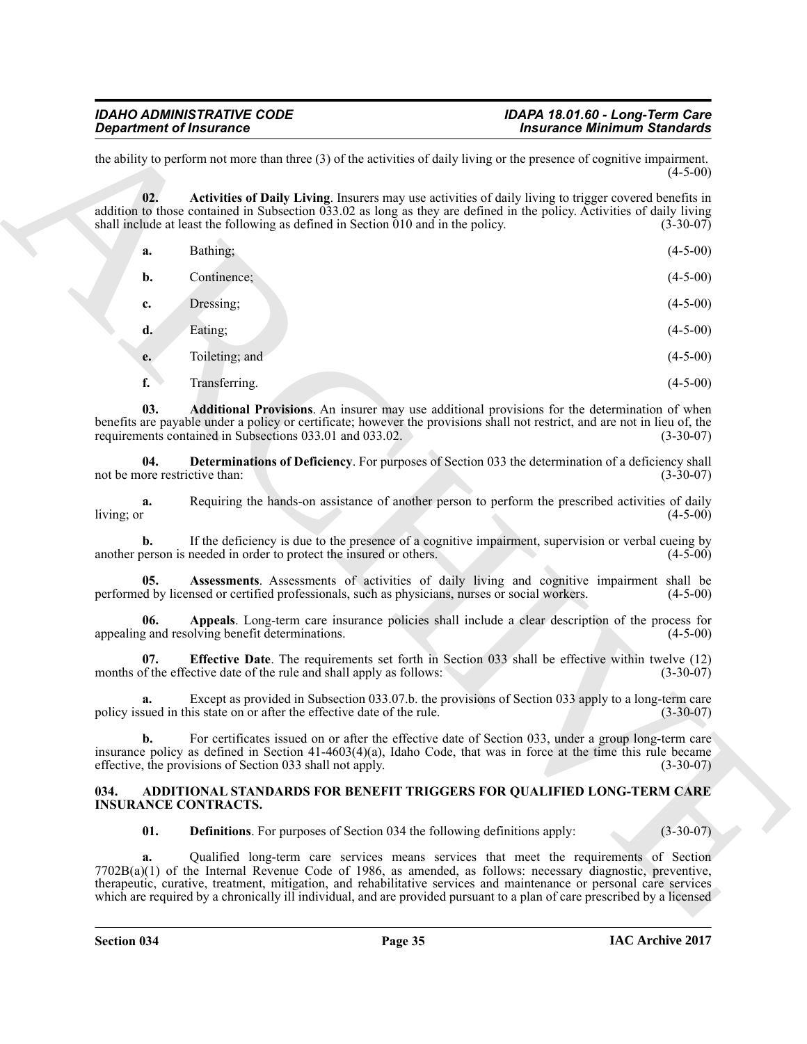the ability to perform not more than three (3) of the activities of daily living or the presence of cognitive impairment. (4-5-00)

**02. Activities of Daily Living**. Insurers may use activities of daily living to trigger covered benefits in addition to those contained in Subsection 033.02 as long as they are defined in the policy. Activities of daily living shall include at least the following as defined in Section 010 and in the policy. (3-30-07)

**a.** Bathing; (4-5-00)

**b.** Continence; (4-5-00)

**c.** Dressing; (4-5-00)

**d.** Eating; (4-5-00)

**e.** Toileting; and (4-5-00)

**f.** Transferring. (4-5-00)

**03. Additional Provisions**. An insurer may use additional provisions for the determination of when benefits are payable under a policy or certificate; however the provisions shall not restrict, and are not in lieu of, the requirements contained in Subsections 033.01 and 033.02. (3-30-07)

**04. Determinations of Deficiency**. For purposes of Section 033 the determination of a deficiency shall not be more restrictive than: (3-30-07)

**a.** Requiring the hands-on assistance of another person to perform the prescribed activities of daily living; or (4-5-00)

**b.** If the deficiency is due to the presence of a cognitive impairment, supervision or verbal cueing by another person is needed in order to protect the insured or others. (4-5-00)

**05. Assessments**. Assessments of activities of daily living and cognitive impairment shall be performed by licensed or certified professionals, such as physicians, nurses or social workers. (4-5-00)

**06. Appeals**. Long-term care insurance policies shall include a clear description of the process for appealing and resolving benefit determinations. (4-5-00)

**07. Effective Date**. The requirements set forth in Section 033 shall be effective within twelve (12) months of the effective date of the rule and shall apply as follows: (3-30-07)

**a.** Except as provided in Subsection 033.07.b. the provisions of Section 033 apply to a long-term care policy issued in this state on or after the effective date of the rule. (3-30-07)

**b.** For certificates issued on or after the effective date of Section 033, under a group long-term care insurance policy as defined in Section 41-4603(4)(a), Idaho Code, that was in force at the time this rule became effective, the provisions of Section 033 shall not apply. (3-30-07)

## 034. ADDITIONAL STANDARDS FOR BENEFIT TRIGGERS FOR QUALIFIED LONG-TERM CARE INSURANCE CONTRACTS.

**01. Definitions**. For purposes of Section 034 the following definitions apply: (3-30-07)

**a.** Qualified long-term care services means services that meet the requirements of Section 7702B(a)(1) of the Internal Revenue Code of 1986, as amended, as follows: necessary diagnostic, preventive, therapeutic, curative, treatment, mitigation, and rehabilitative services and maintenance or personal care services which are required by a chronically ill individual, and are provided pursuant to a plan of care prescribed by a licensed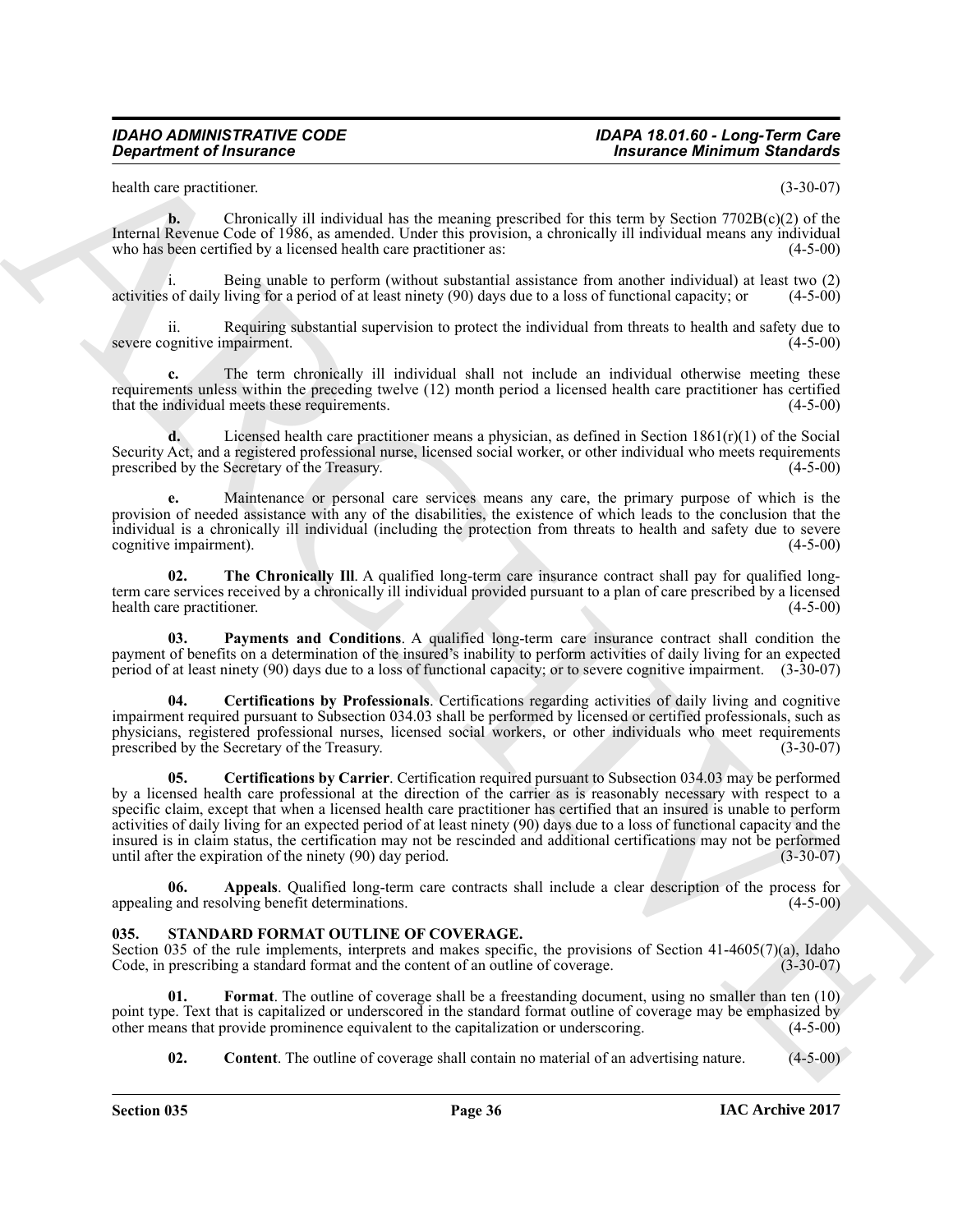health care practitioner. (3-30-07)

**b.** Chronically ill individual has the meaning prescribed for this term by Section 7702B(c)(2) of the Internal Revenue Code of 1986, as amended. Under this provision, a chronically ill individual means any individual who has been certified by a licensed health care practitioner as: (4-5-00)

i. Being unable to perform (without substantial assistance from another individual) at least two (2) activities of daily living for a period of at least ninety (90) days due to a loss of functional capacity; or (4-5-00)

ii. Requiring substantial supervision to protect the individual from threats to health and safety due to severe cognitive impairment. (4-5-00)

**c.** The term chronically ill individual shall not include an individual otherwise meeting these requirements unless within the preceding twelve (12) month period a licensed health care practitioner has certified that the individual meets these requirements. (4-5-00)

**d.** Licensed health care practitioner means a physician, as defined in Section 1861(r)(1) of the Social Security Act, and a registered professional nurse, licensed social worker, or other individual who meets requirements prescribed by the Secretary of the Treasury. (4-5-00)

**e.** Maintenance or personal care services means any care, the primary purpose of which is the provision of needed assistance with any of the disabilities, the existence of which leads to the conclusion that the individual is a chronically ill individual (including the protection from threats to health and safety due to severe cognitive impairment). (4-5-00)

**02. The Chronically Ill**. A qualified long-term care insurance contract shall pay for qualified long-term care services received by a chronically ill individual provided pursuant to a plan of care prescribed by a licensed health care practitioner. (4-5-00)

**03. Payments and Conditions**. A qualified long-term care insurance contract shall condition the payment of benefits on a determination of the insured's inability to perform activities of daily living for an expected period of at least ninety (90) days due to a loss of functional capacity; or to severe cognitive impairment. (3-30-07)

**04. Certifications by Professionals**. Certifications regarding activities of daily living and cognitive impairment required pursuant to Subsection 034.03 shall be performed by licensed or certified professionals, such as physicians, registered professional nurses, licensed social workers, or other individuals who meet requirements prescribed by the Secretary of the Treasury. (3-30-07)

**05. Certifications by Carrier**. Certification required pursuant to Subsection 034.03 may be performed by a licensed health care professional at the direction of the carrier as is reasonably necessary with respect to a specific claim, except that when a licensed health care practitioner has certified that an insured is unable to perform activities of daily living for an expected period of at least ninety (90) days due to a loss of functional capacity and the insured is in claim status, the certification may not be rescinded and additional certifications may not be performed until after the expiration of the ninety (90) day period. (3-30-07)

**06. Appeals**. Qualified long-term care contracts shall include a clear description of the process for appealing and resolving benefit determinations. (4-5-00)

### 035. STANDARD FORMAT OUTLINE OF COVERAGE.

Section 035 of the rule implements, interprets and makes specific, the provisions of Section 41-4605(7)(a), Idaho Code, in prescribing a standard format and the content of an outline of coverage. (3-30-07)

**01. Format**. The outline of coverage shall be a freestanding document, using no smaller than ten (10) point type. Text that is capitalized or underscored in the standard format outline of coverage may be emphasized by other means that provide prominence equivalent to the capitalization or underscoring. (4-5-00)

**02. Content**. The outline of coverage shall contain no material of an advertising nature. (4-5-00)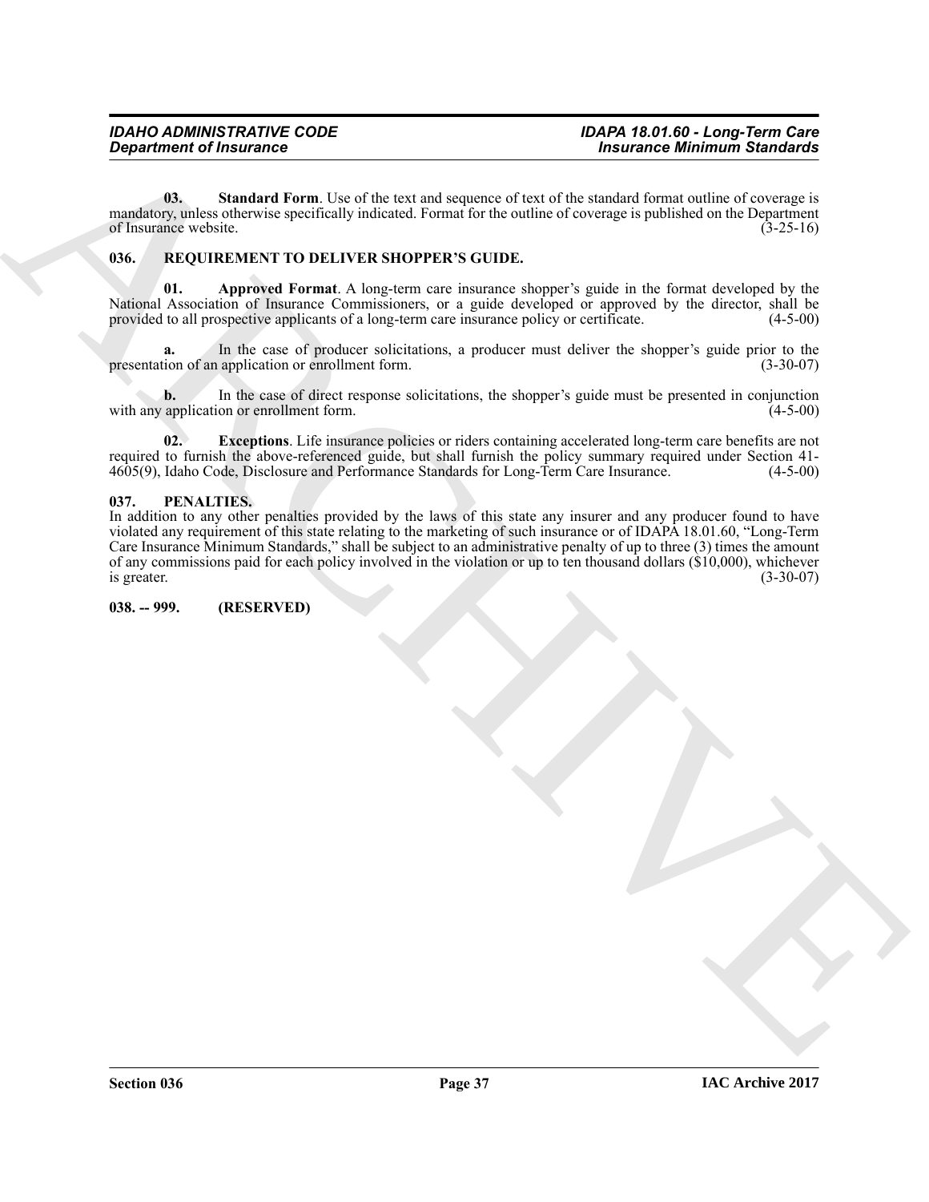**03. Standard Form**. Use of the text and sequence of text of the standard format outline of coverage is mandatory, unless otherwise specifically indicated. Format for the outline of coverage is published on the Department of Insurance website. (3-25-16)

## 036. REQUIREMENT TO DELIVER SHOPPER'S GUIDE.

**01. Approved Format**. A long-term care insurance shopper's guide in the format developed by the National Association of Insurance Commissioners, or a guide developed or approved by the director, shall be provided to all prospective applicants of a long-term care insurance policy or certificate. (4-5-00)

**a.** In the case of producer solicitations, a producer must deliver the shopper's guide prior to the presentation of an application or enrollment form. (3-30-07)

**b.** In the case of direct response solicitations, the shopper's guide must be presented in conjunction with any application or enrollment form. (4-5-00)

**02. Exceptions**. Life insurance policies or riders containing accelerated long-term care benefits are not required to furnish the above-referenced guide, but shall furnish the policy summary required under Section 41-4605(9), Idaho Code, Disclosure and Performance Standards for Long-Term Care Insurance. (4-5-00)

## 037. PENALTIES.

In addition to any other penalties provided by the laws of this state any insurer and any producer found to have violated any requirement of this state relating to the marketing of such insurance or of IDAPA 18.01.60, "Long-Term Care Insurance Minimum Standards," shall be subject to an administrative penalty of up to three (3) times the amount of any commissions paid for each policy involved in the violation or up to ten thousand dollars ($10,000), whichever is greater. (3-30-07)

## 038. -- 999. (RESERVED)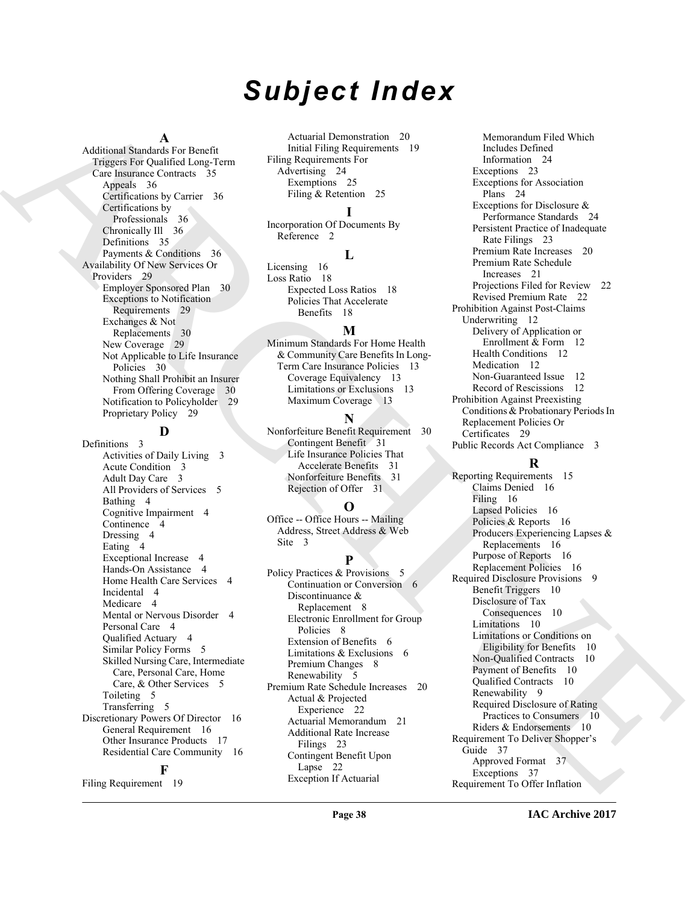# Subject Index

## A

Additional Standards For Benefit Triggers For Qualified Long-Term Care Insurance Contracts 35
- Appeals 36
- Certifications by Carrier 36
- Certifications by Professionals 36
- Chronically Ill 36
- Definitions 35
- Payments & Conditions 36

Availability Of New Services Or Providers 29
- Employer Sponsored Plan 30
- Exceptions to Notification Requirements 29
- Exchanges & Not Replacements 30
- New Coverage 29
- Not Applicable to Life Insurance Policies 30
- Nothing Shall Prohibit an Insurer From Offering Coverage 30
- Notification to Policyholder 29
- Proprietary Policy 29

## D

Definitions 3
- Activities of Daily Living 3
- Acute Condition 3
- Adult Day Care 3
- All Providers of Services 5
- Bathing 4
- Cognitive Impairment 4
- Continence 4
- Dressing 4
- Eating 4
- Exceptional Increase 4
- Hands-On Assistance 4
- Home Health Care Services 4
- Incidental 4
- Medicare 4
- Mental or Nervous Disorder 4
- Personal Care 4
- Qualified Actuary 4
- Similar Policy Forms 5
- Skilled Nursing Care, Intermediate Care, Personal Care, Home Care, & Other Services 5
- Toileting 5
- Transferring 5

Discretionary Powers Of Director 16
- General Requirement 16
- Other Insurance Products 17
- Residential Care Community 16

## F

Filing Requirement 19
- Actuarial Demonstration 20
- Initial Filing Requirements 19

Filing Requirements For Advertising 24
- Exemptions 25
- Filing & Retention 25

## I

Incorporation Of Documents By Reference 2

## L

Licensing 16

Loss Ratio 18
- Expected Loss Ratios 18
- Policies That Accelerate Benefits 18

## M

Minimum Standards For Home Health & Community Care Benefits In Long-Term Care Insurance Policies 13
- Coverage Equivalency 13
- Limitations or Exclusions 13
- Maximum Coverage 13

## N

Nonforfeiture Benefit Requirement 30
- Contingent Benefit 31
- Life Insurance Policies That Accelerate Benefits 31
- Nonforfeiture Benefits 31
- Rejection of Offer 31

## O

Office -- Office Hours -- Mailing Address, Street Address & Web Site 3

## P

Policy Practices & Provisions 5
- Continuation or Conversion 6
- Discontinuance & Replacement 8
- Electronic Enrollment for Group Policies 8
- Extension of Benefits 6
- Limitations & Exclusions 6
- Premium Changes 8
- Renewability 5

Premium Rate Schedule Increases 20
- Actual & Projected Experience 22
- Actuarial Memorandum 21
- Additional Rate Increase Filings 23
- Contingent Benefit Upon Lapse 22
- Exception If Actuarial Memorandum Filed Which Includes Defined Information 24
- Exceptions 23
- Exceptions for Association Plans 24
- Exceptions for Disclosure & Performance Standards 24
- Persistent Practice of Inadequate Rate Filings 23
- Premium Rate Increases 20
- Premium Rate Schedule Increases 21
- Projections Filed for Review 22
- Revised Premium Rate 22

Prohibition Against Post-Claims Underwriting 12
- Delivery of Application or Enrollment & Form 12
- Health Conditions 12
- Medication 12
- Non-Guaranteed Issue 12
- Record of Rescissions 12

Prohibition Against Preexisting Conditions & Probationary Periods In Replacement Policies Or Certificates 29

Public Records Act Compliance 3

## R

Reporting Requirements 15
- Claims Denied 16
- Filing 16
- Lapsed Policies 16
- Policies & Reports 16
- Producers Experiencing Lapses & Replacements 16
- Purpose of Reports 16
- Replacement Policies 16

Required Disclosure Provisions 9
- Benefit Triggers 10
- Disclosure of Tax Consequences 10
- Limitations 10
- Limitations or Conditions on Eligibility for Benefits 10
- Non-Qualified Contracts 10
- Payment of Benefits 10
- Qualified Contracts 10
- Renewability 9
- Required Disclosure of Rating Practices to Consumers 10
- Riders & Endorsements 10

Requirement To Deliver Shopper's Guide 37
- Approved Format 37
- Exceptions 37

Requirement To Offer Inflation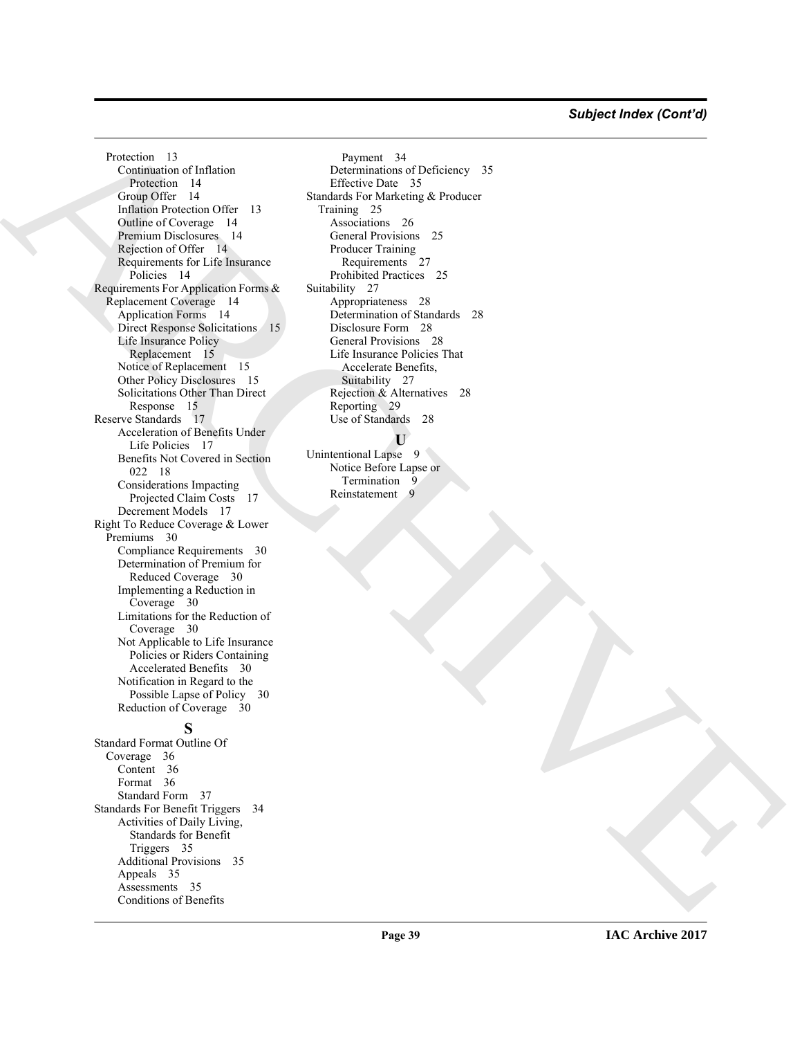Protection 13
- Continuation of Inflation Protection 14
- Group Offer 14
- Inflation Protection Offer 13
- Outline of Coverage 14
- Premium Disclosures 14
- Rejection of Offer 14
- Requirements for Life Insurance Policies 14

Requirements For Application Forms & Replacement Coverage 14
- Application Forms 14
- Direct Response Solicitations 15
- Life Insurance Policy Replacement 15
- Notice of Replacement 15
- Other Policy Disclosures 15
- Solicitations Other Than Direct Response 15

Reserve Standards 17
- Acceleration of Benefits Under Life Policies 17
- Benefits Not Covered in Section 022 18
- Considerations Impacting Projected Claim Costs 17
- Decrement Models 17

Right To Reduce Coverage & Lower Premiums 30
- Compliance Requirements 30
- Determination of Premium for Reduced Coverage 30
- Implementing a Reduction in Coverage 30
- Limitations for the Reduction of Coverage 30
- Not Applicable to Life Insurance Policies or Riders Containing Accelerated Benefits 30
- Notification in Regard to the Possible Lapse of Policy 30
- Reduction of Coverage 30

## S

Standard Format Outline Of Coverage 36
- Content 36
- Format 36
- Standard Form 37

Standards For Benefit Triggers 34
- Activities of Daily Living, Standards for Benefit Triggers 35
- Additional Provisions 35
- Appeals 35
- Assessments 35
- Conditions of Benefits Payment 34
- Determinations of Deficiency 35
- Effective Date 35

Standards For Marketing & Producer Training 25
- Associations 26
- General Provisions 25
- Producer Training Requirements 27
- Prohibited Practices 25

Suitability 27
- Appropriateness 28
- Determination of Standards 28
- Disclosure Form 28
- General Provisions 28
- Life Insurance Policies That Accelerate Benefits, Suitability 27
- Rejection & Alternatives 28
- Reporting 29
- Use of Standards 28

## U

Unintentional Lapse 9
- Notice Before Lapse or Termination 9
- Reinstatement 9